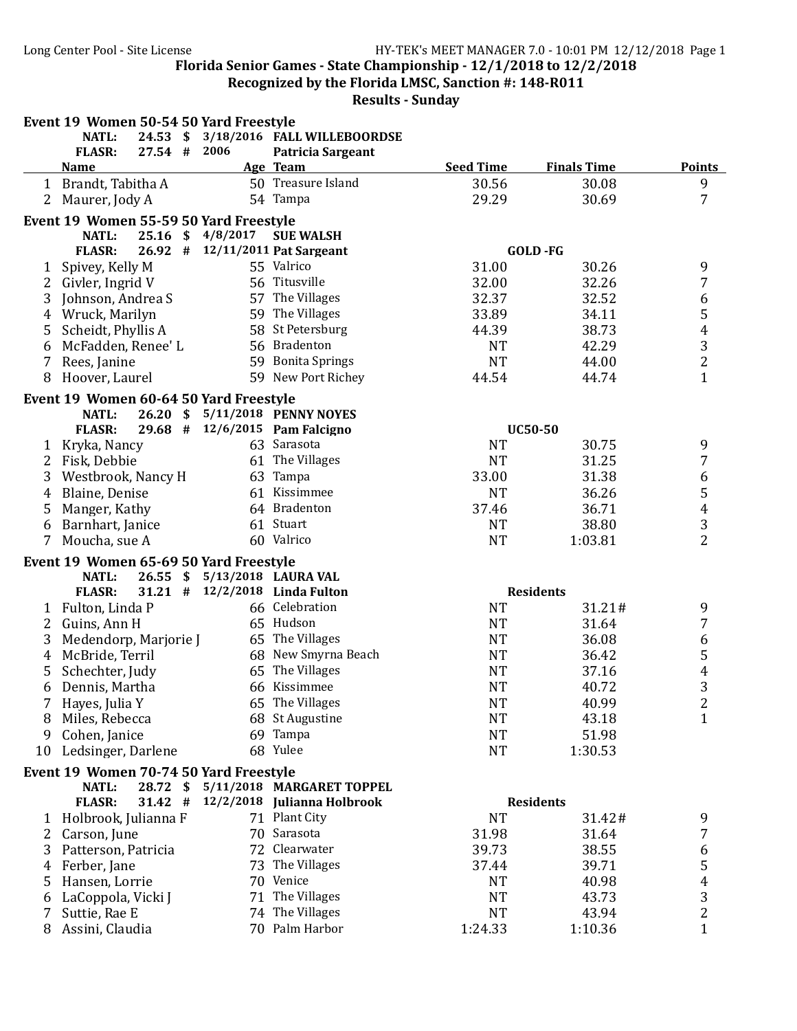Florida Senior Games - State Championship - 12/1/2018 to 12/2/2018

Recognized by the Florida LMSC, Sanction #: 148-R011

Results - Sunday

## Event 19 Women 50-54 50 Yard Freestyle

NATL: 24.53 $ 3/18/2016 FALL WILLEBOORDSE
FLASR: 27.54 # 2006 Patricia Sargeant

| | Name | Age | Team | Seed Time | Finals Time | Points |
|---|---|---|---|---|---|---|
| 1 | Brandt, Tabitha A | 50 | Treasure Island | 30.56 | 30.08 | 9 |
| 2 | Maurer, Jody A | 54 | Tampa | 29.29 | 30.69 | 7 |

## Event 19 Women 55-59 50 Yard Freestyle

NATL: 25.16 $ 4/8/2017 SUE WALSH
FLASR: 26.92 # 12/11/2011 Pat Sargeant GOLD -FG

| | Name | Age | Team | Seed Time | Finals Time | Points |
|---|---|---|---|---|---|---|
| 1 | Spivey, Kelly M | 55 | Valrico | 31.00 | 30.26 | 9 |
| 2 | Givler, Ingrid V | 56 | Titusville | 32.00 | 32.26 | 7 |
| 3 | Johnson, Andrea S | 57 | The Villages | 32.37 | 32.52 | 6 |
| 4 | Wruck, Marilyn | 59 | The Villages | 33.89 | 34.11 | 5 |
| 5 | Scheidt, Phyllis A | 58 | St Petersburg | 44.39 | 38.73 | 4 |
| 6 | McFadden, Renee' L | 56 | Bradenton | NT | 42.29 | 3 |
| 7 | Rees, Janine | 59 | Bonita Springs | NT | 44.00 | 2 |
| 8 | Hoover, Laurel | 59 | New Port Richey | 44.54 | 44.74 | 1 |

## Event 19 Women 60-64 50 Yard Freestyle

NATL: 26.20 $ 5/11/2018 PENNY NOYES
FLASR: 29.68 # 12/6/2015 Pam Falcigno UC50-50

| | Name | Age | Team | Seed Time | Finals Time | Points |
|---|---|---|---|---|---|---|
| 1 | Kryka, Nancy | 63 | Sarasota | NT | 30.75 | 9 |
| 2 | Fisk, Debbie | 61 | The Villages | NT | 31.25 | 7 |
| 3 | Westbrook, Nancy H | 63 | Tampa | 33.00 | 31.38 | 6 |
| 4 | Blaine, Denise | 61 | Kissimmee | NT | 36.26 | 5 |
| 5 | Manger, Kathy | 64 | Bradenton | 37.46 | 36.71 | 4 |
| 6 | Barnhart, Janice | 61 | Stuart | NT | 38.80 | 3 |
| 7 | Moucha, sue A | 60 | Valrico | NT | 1:03.81 | 2 |

## Event 19 Women 65-69 50 Yard Freestyle

NATL: 26.55 $ 5/13/2018 LAURA VAL
FLASR: 31.21 # 12/2/2018 Linda Fulton Residents

| | Name | Age | Team | Seed Time | Finals Time | Points |
|---|---|---|---|---|---|---|
| 1 | Fulton, Linda P | 66 | Celebration | NT | 31.21# | 9 |
| 2 | Guins, Ann H | 65 | Hudson | NT | 31.64 | 7 |
| 3 | Medendorp, Marjorie J | 65 | The Villages | NT | 36.08 | 6 |
| 4 | McBride, Terril | 68 | New Smyrna Beach | NT | 36.42 | 5 |
| 5 | Schechter, Judy | 65 | The Villages | NT | 37.16 | 4 |
| 6 | Dennis, Martha | 66 | Kissimmee | NT | 40.72 | 3 |
| 7 | Hayes, Julia Y | 65 | The Villages | NT | 40.99 | 2 |
| 8 | Miles, Rebecca | 68 | St Augustine | NT | 43.18 | 1 |
| 9 | Cohen, Janice | 69 | Tampa | NT | 51.98 | |
| 10 | Ledsinger, Darlene | 68 | Yulee | NT | 1:30.53 | |

## Event 19 Women 70-74 50 Yard Freestyle

NATL: 28.72 $ 5/11/2018 MARGARET TOPPEL
FLASR: 31.42 # 12/2/2018 Julianna Holbrook Residents

| | Name | Age | Team | Seed Time | Finals Time | Points |
|---|---|---|---|---|---|---|
| 1 | Holbrook, Julianna F | 71 | Plant City | NT | 31.42# | 9 |
| 2 | Carson, June | 70 | Sarasota | 31.98 | 31.64 | 7 |
| 3 | Patterson, Patricia | 72 | Clearwater | 39.73 | 38.55 | 6 |
| 4 | Ferber, Jane | 73 | The Villages | 37.44 | 39.71 | 5 |
| 5 | Hansen, Lorrie | 70 | Venice | NT | 40.98 | 4 |
| 6 | LaCoppola, Vicki J | 71 | The Villages | NT | 43.73 | 3 |
| 7 | Suttie, Rae E | 74 | The Villages | NT | 43.94 | 2 |
| 8 | Assini, Claudia | 70 | Palm Harbor | 1:24.33 | 1:10.36 | 1 |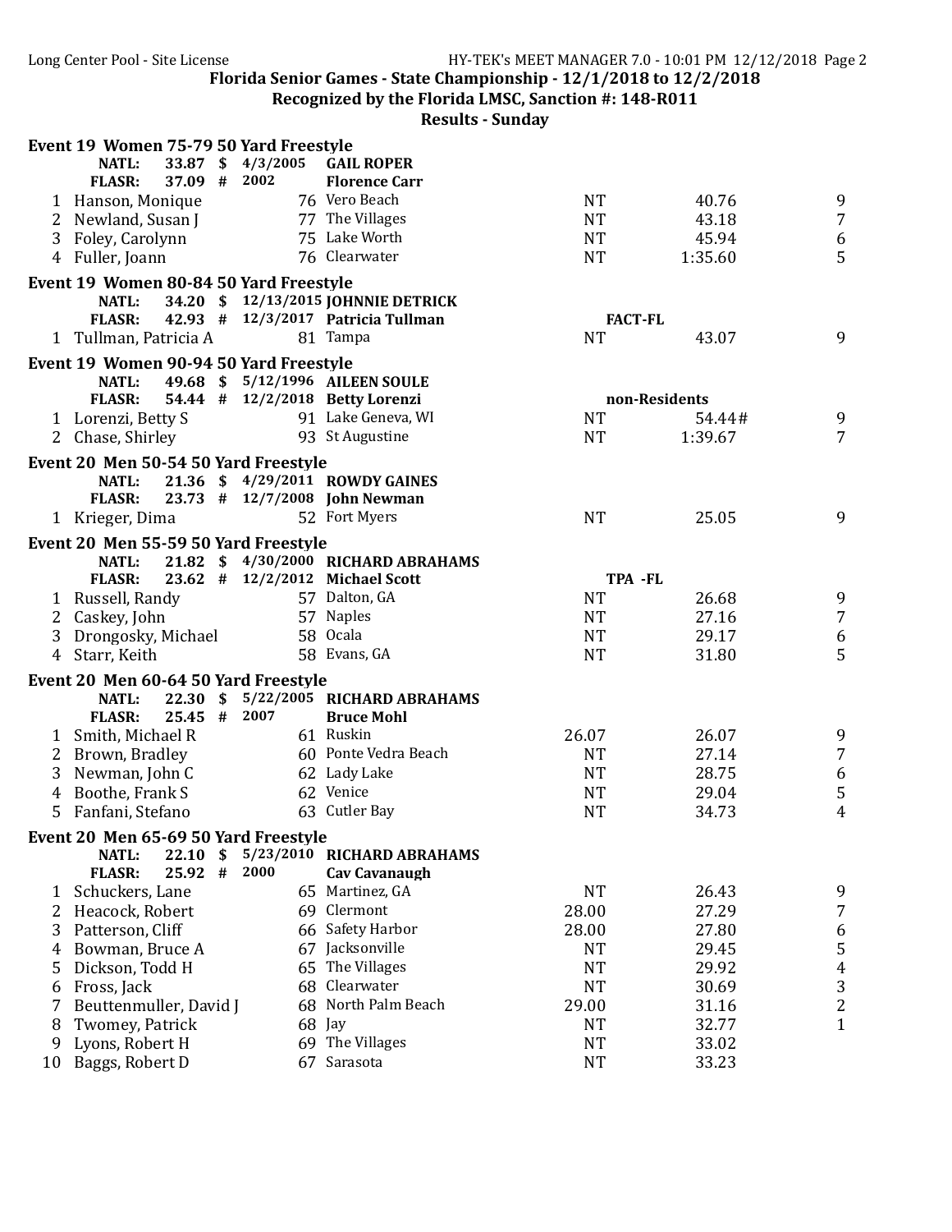**Florida Senior Games - State Championship - 12/1/2018 to 12/2/2018**

**Recognized by the Florida LMSC, Sanction #: 148-R011**

**Results - Sunday**

### Event 19 Women 75-79 50 Yard Freestyle

**NATL:** 33.87 $ 4/3/2005 **GAIL ROPER**
**FLASR:** 37.09 # 2002 **Florence Carr**

| Place | Name | Age | Team | Seed Time | Finals Time | Points |
|---|---|---|---|---|---|---|
| 1 | Hanson, Monique | 76 | Vero Beach | NT | 40.76 | 9 |
| 2 | Newland, Susan J | 77 | The Villages | NT | 43.18 | 7 |
| 3 | Foley, Carolynn | 75 | Lake Worth | NT | 45.94 | 6 |
| 4 | Fuller, Joann | 76 | Clearwater | NT | 1:35.60 | 5 |

### Event 19 Women 80-84 50 Yard Freestyle

**NATL:** 34.20 $ 12/13/2015 **JOHNNIE DETRICK**
**FLASR:** 42.93 # 12/3/2017 **Patricia Tullman** **FACT-FL**

| Place | Name | Age | Team | Seed Time | Finals Time | Points |
|---|---|---|---|---|---|---|
| 1 | Tullman, Patricia A | 81 | Tampa | NT | 43.07 | 9 |

### Event 19 Women 90-94 50 Yard Freestyle

**NATL:** 49.68 $ 5/12/1996 **AILEEN SOULE**
**FLASR:** 54.44 # 12/2/2018 **Betty Lorenzi** **non-Residents**

| Place | Name | Age | Team | Seed Time | Finals Time | Points |
|---|---|---|---|---|---|---|
| 1 | Lorenzi, Betty S | 91 | Lake Geneva, WI | NT | 54.44# | 9 |
| 2 | Chase, Shirley | 93 | St Augustine | NT | 1:39.67 | 7 |

### Event 20 Men 50-54 50 Yard Freestyle

**NATL:** 21.36 $ 4/29/2011 **ROWDY GAINES**
**FLASR:** 23.73 # 12/7/2008 **John Newman**

| Place | Name | Age | Team | Seed Time | Finals Time | Points |
|---|---|---|---|---|---|---|
| 1 | Krieger, Dima | 52 | Fort Myers | NT | 25.05 | 9 |

### Event 20 Men 55-59 50 Yard Freestyle

**NATL:** 21.82 $ 4/30/2000 **RICHARD ABRAHAMS**
**FLASR:** 23.62 # 12/2/2012 **Michael Scott** **TPA -FL**

| Place | Name | Age | Team | Seed Time | Finals Time | Points |
|---|---|---|---|---|---|---|
| 1 | Russell, Randy | 57 | Dalton, GA | NT | 26.68 | 9 |
| 2 | Caskey, John | 57 | Naples | NT | 27.16 | 7 |
| 3 | Drongosky, Michael | 58 | Ocala | NT | 29.17 | 6 |
| 4 | Starr, Keith | 58 | Evans, GA | NT | 31.80 | 5 |

### Event 20 Men 60-64 50 Yard Freestyle

**NATL:** 22.30 $ 5/22/2005 **RICHARD ABRAHAMS**
**FLASR:** 25.45 # 2007 **Bruce Mohl**

| Place | Name | Age | Team | Seed Time | Finals Time | Points |
|---|---|---|---|---|---|---|
| 1 | Smith, Michael R | 61 | Ruskin | 26.07 | 26.07 | 9 |
| 2 | Brown, Bradley | 60 | Ponte Vedra Beach | NT | 27.14 | 7 |
| 3 | Newman, John C | 62 | Lady Lake | NT | 28.75 | 6 |
| 4 | Boothe, Frank S | 62 | Venice | NT | 29.04 | 5 |
| 5 | Fanfani, Stefano | 63 | Cutler Bay | NT | 34.73 | 4 |

### Event 20 Men 65-69 50 Yard Freestyle

**NATL:** 22.10 $ 5/23/2010 **RICHARD ABRAHAMS**
**FLASR:** 25.92 # 2000 **Cav Cavanaugh**

| Place | Name | Age | Team | Seed Time | Finals Time | Points |
|---|---|---|---|---|---|---|
| 1 | Schuckers, Lane | 65 | Martinez, GA | NT | 26.43 | 9 |
| 2 | Heacock, Robert | 69 | Clermont | 28.00 | 27.29 | 7 |
| 3 | Patterson, Cliff | 66 | Safety Harbor | 28.00 | 27.80 | 6 |
| 4 | Bowman, Bruce A | 67 | Jacksonville | NT | 29.45 | 5 |
| 5 | Dickson, Todd H | 65 | The Villages | NT | 29.92 | 4 |
| 6 | Fross, Jack | 68 | Clearwater | NT | 30.69 | 3 |
| 7 | Beuttenmuller, David J | 68 | North Palm Beach | 29.00 | 31.16 | 2 |
| 8 | Twomey, Patrick | 68 | Jay | NT | 32.77 | 1 |
| 9 | Lyons, Robert H | 69 | The Villages | NT | 33.02 | |
| 10 | Baggs, Robert D | 67 | Sarasota | NT | 33.23 | |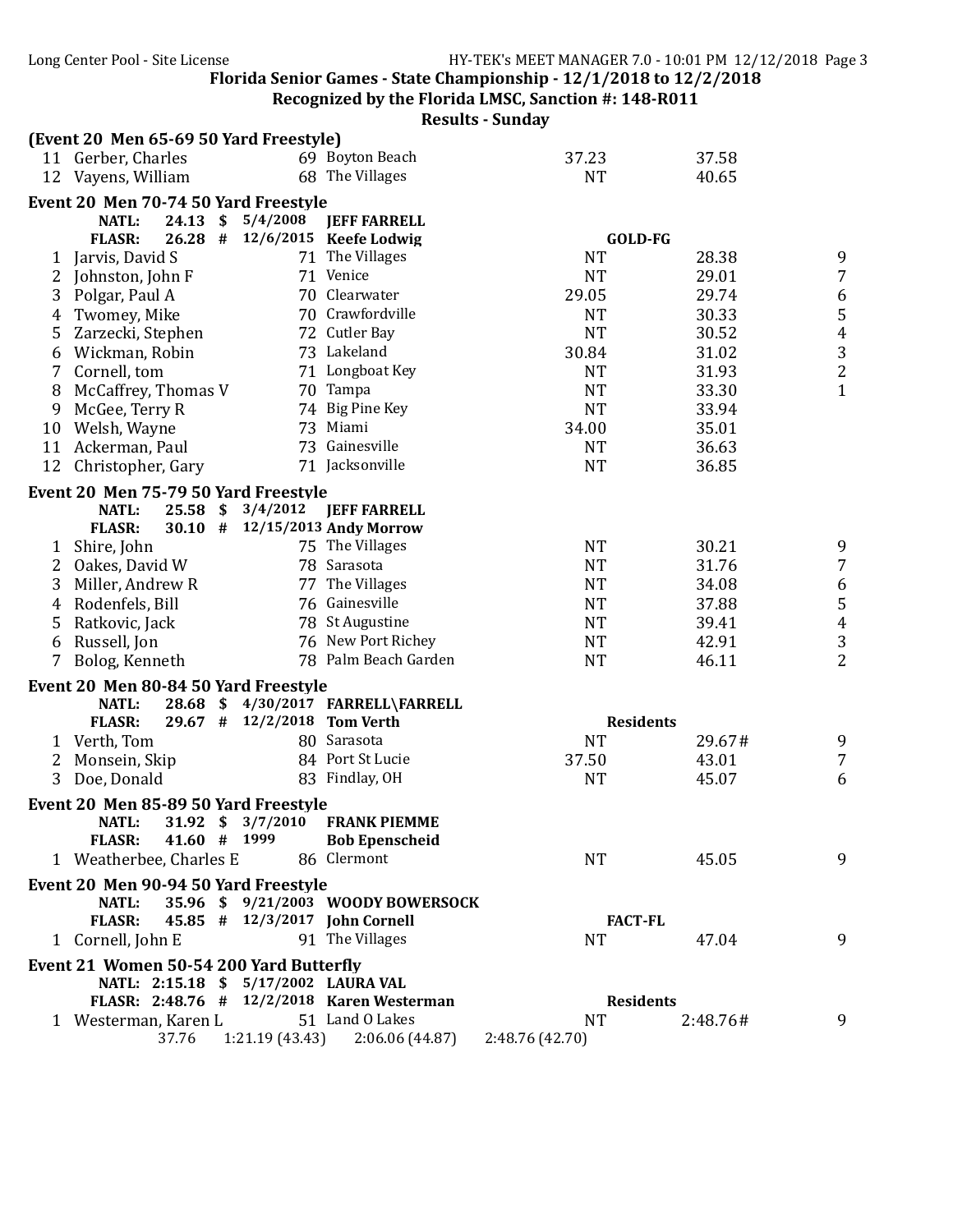Florida Senior Games - State Championship - 12/1/2018 to 12/2/2018

Recognized by the Florida LMSC, Sanction #: 148-R011

Results - Sunday

**(Event 20 Men 65-69 50 Yard Freestyle)**

| | Name | Age | Team | Seed Time | Finals Time | Points |
|---|---|---|---|---|---|---|
| 11 | Gerber, Charles | 69 | Boyton Beach | 37.23 | 37.58 | |
| 12 | Vayens, William | 68 | The Villages | NT | 40.65 | |

**Event 20 Men 70-74 50 Yard Freestyle**

NATL: 24.13 $ 5/4/2008 JEFF FARRELL

FLASR: 26.28 # 12/6/2015 Keefe Lodwig GOLD-FG

| | Name | Age | Team | Seed Time | Finals Time | Points |
|---|---|---|---|---|---|---|
| 1 | Jarvis, David S | 71 | The Villages | NT | 28.38 | 9 |
| 2 | Johnston, John F | 71 | Venice | NT | 29.01 | 7 |
| 3 | Polgar, Paul A | 70 | Clearwater | 29.05 | 29.74 | 6 |
| 4 | Twomey, Mike | 70 | Crawfordville | NT | 30.33 | 5 |
| 5 | Zarzecki, Stephen | 72 | Cutler Bay | NT | 30.52 | 4 |
| 6 | Wickman, Robin | 73 | Lakeland | 30.84 | 31.02 | 3 |
| 7 | Cornell, tom | 71 | Longboat Key | NT | 31.93 | 2 |
| 8 | McCaffrey, Thomas V | 70 | Tampa | NT | 33.30 | 1 |
| 9 | McGee, Terry R | 74 | Big Pine Key | NT | 33.94 | |
| 10 | Welsh, Wayne | 73 | Miami | 34.00 | 35.01 | |
| 11 | Ackerman, Paul | 73 | Gainesville | NT | 36.63 | |
| 12 | Christopher, Gary | 71 | Jacksonville | NT | 36.85 | |

**Event 20 Men 75-79 50 Yard Freestyle**

NATL: 25.58 $ 3/4/2012 JEFF FARRELL

FLASR: 30.10 # 12/15/2013 Andy Morrow

| | Name | Age | Team | Seed Time | Finals Time | Points |
|---|---|---|---|---|---|---|
| 1 | Shire, John | 75 | The Villages | NT | 30.21 | 9 |
| 2 | Oakes, David W | 78 | Sarasota | NT | 31.76 | 7 |
| 3 | Miller, Andrew R | 77 | The Villages | NT | 34.08 | 6 |
| 4 | Rodenfels, Bill | 76 | Gainesville | NT | 37.88 | 5 |
| 5 | Ratkovic, Jack | 78 | St Augustine | NT | 39.41 | 4 |
| 6 | Russell, Jon | 76 | New Port Richey | NT | 42.91 | 3 |
| 7 | Bolog, Kenneth | 78 | Palm Beach Garden | NT | 46.11 | 2 |

**Event 20 Men 80-84 50 Yard Freestyle**

NATL: 28.68 $ 4/30/2017 FARRELL\FARRELL

FLASR: 29.67 # 12/2/2018 Tom Verth Residents

| | Name | Age | Team | Seed Time | Finals Time | Points |
|---|---|---|---|---|---|---|
| 1 | Verth, Tom | 80 | Sarasota | NT | 29.67# | 9 |
| 2 | Monsein, Skip | 84 | Port St Lucie | 37.50 | 43.01 | 7 |
| 3 | Doe, Donald | 83 | Findlay, OH | NT | 45.07 | 6 |

**Event 20 Men 85-89 50 Yard Freestyle**

NATL: 31.92 $ 3/7/2010 FRANK PIEMME

FLASR: 41.60 # 1999 Bob Epenscheid

| | Name | Age | Team | Seed Time | Finals Time | Points |
|---|---|---|---|---|---|---|
| 1 | Weatherbee, Charles E | 86 | Clermont | NT | 45.05 | 9 |

**Event 20 Men 90-94 50 Yard Freestyle**

NATL: 35.96 $ 9/21/2003 WOODY BOWERSOCK

FLASR: 45.85 # 12/3/2017 John Cornell FACT-FL

| | Name | Age | Team | Seed Time | Finals Time | Points |
|---|---|---|---|---|---|---|
| 1 | Cornell, John E | 91 | The Villages | NT | 47.04 | 9 |

**Event 21 Women 50-54 200 Yard Butterfly**

NATL: 2:15.18 $ 5/17/2002 LAURA VAL

FLASR: 2:48.76 # 12/2/2018 Karen Westerman Residents

| | Name | Age | Team | Seed Time | Finals Time | Points |
|---|---|---|---|---|---|---|
| 1 | Westerman, Karen L | 51 | Land O Lakes | NT | 2:48.76# | 9 |

37.76 1:21.19 (43.43) 2:06.06 (44.87) 2:48.76 (42.70)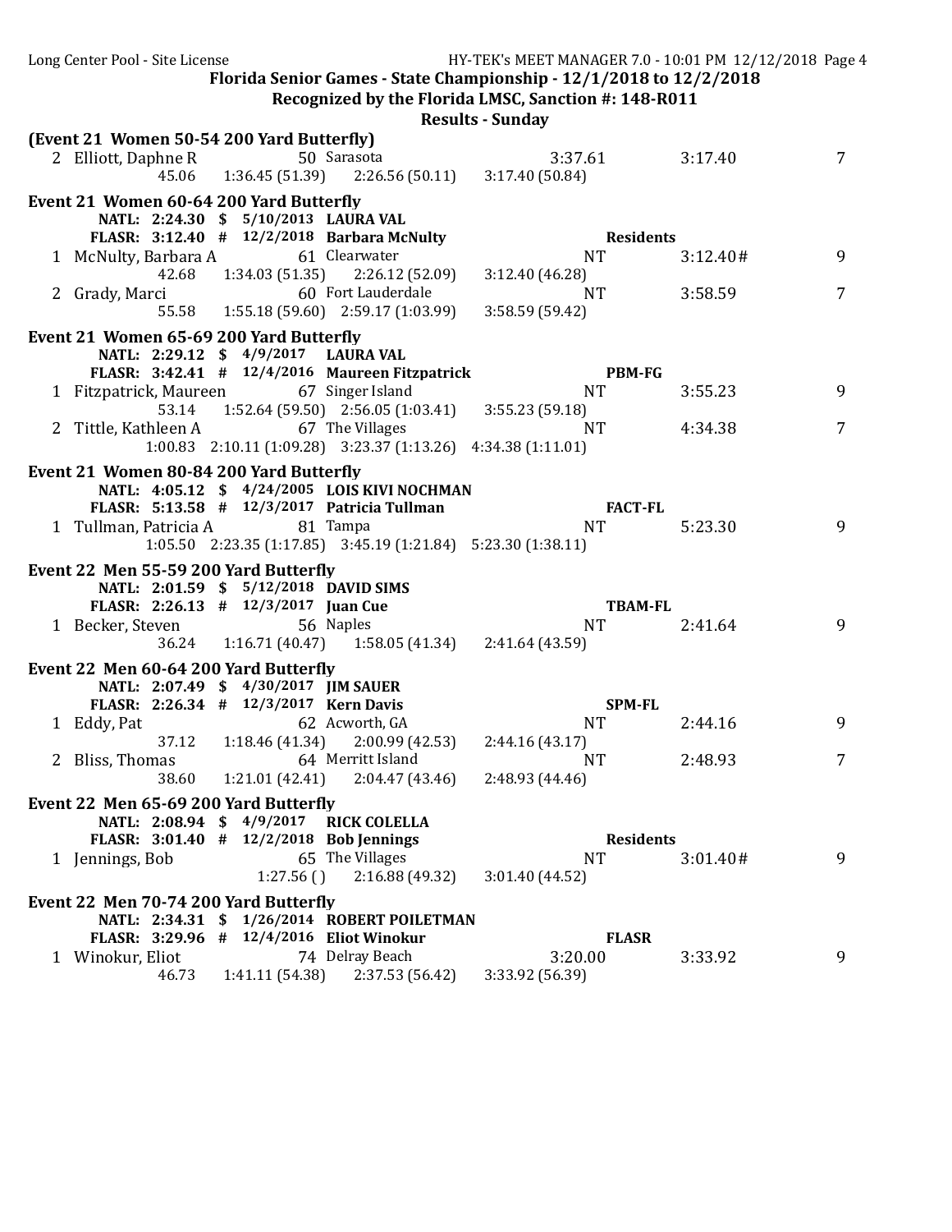## Florida Senior Games - State Championship - 12/1/2018 to 12/2/2018

Recognized by the Florida LMSC, Sanction #: 148-R011

**Results - Sunday**

### (Event 21 Women 50-54 200 Yard Butterfly)

| Place | Name | Age | Team | Seed Time | Finals Time | Points |
|---|---|---|---|---|---|---|
| 2 | Elliott, Daphne R | 50 | Sarasota | 3:37.61 | 3:17.40 | 7 |
| | 45.06 | 1:36.45 (51.39) | 2:26.56 (50.11) | 3:17.40 (50.84) | | |

### Event 21 Women 60-64 200 Yard Butterfly

NATL: 2:24.30 $ 5/10/2013 LAURA VAL

FLASR: 3:12.40 # 12/2/2018 Barbara McNulty — Residents

| Place | Name | Age | Team | Seed Time | Finals Time | Points |
|---|---|---|---|---|---|---|
| 1 | McNulty, Barbara A | 61 | Clearwater | NT | 3:12.40# | 9 |
| | 42.68 | 1:34.03 (51.35) | 2:26.12 (52.09) | 3:12.40 (46.28) | | |
| 2 | Grady, Marci | 60 | Fort Lauderdale | NT | 3:58.59 | 7 |
| | 55.58 | 1:55.18 (59.60) | 2:59.17 (1:03.99) | 3:58.59 (59.42) | | |

### Event 21 Women 65-69 200 Yard Butterfly

NATL: 2:29.12 $ 4/9/2017 LAURA VAL

FLASR: 3:42.41 # 12/4/2016 Maureen Fitzpatrick — PBM-FG

| Place | Name | Age | Team | Seed Time | Finals Time | Points |
|---|---|---|---|---|---|---|
| 1 | Fitzpatrick, Maureen | 67 | Singer Island | NT | 3:55.23 | 9 |
| | 53.14 | 1:52.64 (59.50) | 2:56.05 (1:03.41) | 3:55.23 (59.18) | | |
| 2 | Tittle, Kathleen A | 67 | The Villages | NT | 4:34.38 | 7 |
| | 1:00.83 | 2:10.11 (1:09.28) | 3:23.37 (1:13.26) | 4:34.38 (1:11.01) | | |

### Event 21 Women 80-84 200 Yard Butterfly

NATL: 4:05.12 $ 4/24/2005 LOIS KIVI NOCHMAN

FLASR: 5:13.58 # 12/3/2017 Patricia Tullman — FACT-FL

| Place | Name | Age | Team | Seed Time | Finals Time | Points |
|---|---|---|---|---|---|---|
| 1 | Tullman, Patricia A | 81 | Tampa | NT | 5:23.30 | 9 |
| | 1:05.50 | 2:23.35 (1:17.85) | 3:45.19 (1:21.84) | 5:23.30 (1:38.11) | | |

### Event 22 Men 55-59 200 Yard Butterfly

NATL: 2:01.59 $ 5/12/2018 DAVID SIMS

FLASR: 2:26.13 # 12/3/2017 Juan Cue — TBAM-FL

| Place | Name | Age | Team | Seed Time | Finals Time | Points |
|---|---|---|---|---|---|---|
| 1 | Becker, Steven | 56 | Naples | NT | 2:41.64 | 9 |
| | 36.24 | 1:16.71 (40.47) | 1:58.05 (41.34) | 2:41.64 (43.59) | | |

### Event 22 Men 60-64 200 Yard Butterfly

NATL: 2:07.49 $ 4/30/2017 JIM SAUER

FLASR: 2:26.34 # 12/3/2017 Kern Davis — SPM-FL

| Place | Name | Age | Team | Seed Time | Finals Time | Points |
|---|---|---|---|---|---|---|
| 1 | Eddy, Pat | 62 | Acworth, GA | NT | 2:44.16 | 9 |
| | 37.12 | 1:18.46 (41.34) | 2:00.99 (42.53) | 2:44.16 (43.17) | | |
| 2 | Bliss, Thomas | 64 | Merritt Island | NT | 2:48.93 | 7 |
| | 38.60 | 1:21.01 (42.41) | 2:04.47 (43.46) | 2:48.93 (44.46) | | |

### Event 22 Men 65-69 200 Yard Butterfly

NATL: 2:08.94 $ 4/9/2017 RICK COLELLA

FLASR: 3:01.40 # 12/2/2018 Bob Jennings — Residents

| Place | Name | Age | Team | Seed Time | Finals Time | Points |
|---|---|---|---|---|---|---|
| 1 | Jennings, Bob | 65 | The Villages | NT | 3:01.40# | 9 |
| | | 1:27.56 ( ) | 2:16.88 (49.32) | 3:01.40 (44.52) | | |

### Event 22 Men 70-74 200 Yard Butterfly

NATL: 2:34.31 $ 1/26/2014 ROBERT POILETMAN

FLASR: 3:29.96 # 12/4/2016 Eliot Winokur — FLASR

| Place | Name | Age | Team | Seed Time | Finals Time | Points |
|---|---|---|---|---|---|---|
| 1 | Winokur, Eliot | 74 | Delray Beach | 3:20.00 | 3:33.92 | 9 |
| | 46.73 | 1:41.11 (54.38) | 2:37.53 (56.42) | 3:33.92 (56.39) | | |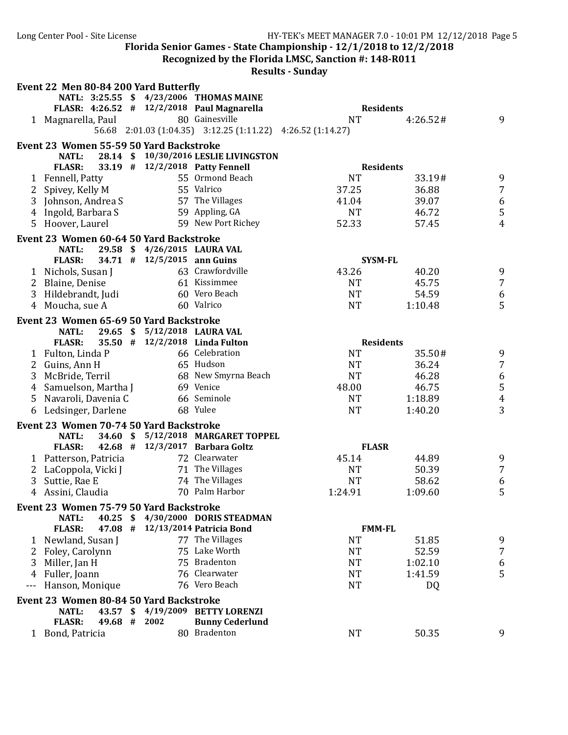**Florida Senior Games - State Championship - 12/1/2018 to 12/2/2018**

**Recognized by the Florida LMSC, Sanction #: 148-R011**

**Results - Sunday**

### Event 22 Men 80-84 200 Yard Butterfly

**NATL: 3:25.55 $ 4/23/2006 THOMAS MAINE**

**FLASR: 4:26.52 # 12/2/2018 Paul Magnarella** — **Residents**

| Place | Name | Age | Team | Seed Time | Finals Time | Points |
|---|---|---|---|---|---|---|
| 1 | Magnarella, Paul | 80 | Gainesville | NT | 4:26.52# | 9 |

56.68 2:01.03 (1:04.35) 3:12.25 (1:11.22) 4:26.52 (1:14.27)

### Event 23 Women 55-59 50 Yard Backstroke

**NATL: 28.14 $ 10/30/2016 LESLIE LIVINGSTON**

**FLASR: 33.19 # 12/2/2018 Patty Fennell** — **Residents**

| Place | Name | Age | Team | Seed Time | Finals Time | Points |
|---|---|---|---|---|---|---|
| 1 | Fennell, Patty | 55 | Ormond Beach | NT | 33.19# | 9 |
| 2 | Spivey, Kelly M | 55 | Valrico | 37.25 | 36.88 | 7 |
| 3 | Johnson, Andrea S | 57 | The Villages | 41.04 | 39.07 | 6 |
| 4 | Ingold, Barbara S | 59 | Appling, GA | NT | 46.72 | 5 |
| 5 | Hoover, Laurel | 59 | New Port Richey | 52.33 | 57.45 | 4 |

### Event 23 Women 60-64 50 Yard Backstroke

**NATL: 29.58 $ 4/26/2015 LAURA VAL**

**FLASR: 34.71 # 12/5/2015 ann Guins** — **SYSM-FL**

| Place | Name | Age | Team | Seed Time | Finals Time | Points |
|---|---|---|---|---|---|---|
| 1 | Nichols, Susan J | 63 | Crawfordville | 43.26 | 40.20 | 9 |
| 2 | Blaine, Denise | 61 | Kissimmee | NT | 45.75 | 7 |
| 3 | Hildebrandt, Judi | 60 | Vero Beach | NT | 54.59 | 6 |
| 4 | Moucha, sue A | 60 | Valrico | NT | 1:10.48 | 5 |

### Event 23 Women 65-69 50 Yard Backstroke

**NATL: 29.65 $ 5/12/2018 LAURA VAL**

**FLASR: 35.50 # 12/2/2018 Linda Fulton** — **Residents**

| Place | Name | Age | Team | Seed Time | Finals Time | Points |
|---|---|---|---|---|---|---|
| 1 | Fulton, Linda P | 66 | Celebration | NT | 35.50# | 9 |
| 2 | Guins, Ann H | 65 | Hudson | NT | 36.24 | 7 |
| 3 | McBride, Terril | 68 | New Smyrna Beach | NT | 46.28 | 6 |
| 4 | Samuelson, Martha J | 69 | Venice | 48.00 | 46.75 | 5 |
| 5 | Navaroli, Davenia C | 66 | Seminole | NT | 1:18.89 | 4 |
| 6 | Ledsinger, Darlene | 68 | Yulee | NT | 1:40.20 | 3 |

### Event 23 Women 70-74 50 Yard Backstroke

**NATL: 34.60 $ 5/12/2018 MARGARET TOPPEL**

**FLASR: 42.68 # 12/3/2017 Barbara Goltz** — **FLASR**

| Place | Name | Age | Team | Seed Time | Finals Time | Points |
|---|---|---|---|---|---|---|
| 1 | Patterson, Patricia | 72 | Clearwater | 45.14 | 44.89 | 9 |
| 2 | LaCoppola, Vicki J | 71 | The Villages | NT | 50.39 | 7 |
| 3 | Suttie, Rae E | 74 | The Villages | NT | 58.62 | 6 |
| 4 | Assini, Claudia | 70 | Palm Harbor | 1:24.91 | 1:09.60 | 5 |

### Event 23 Women 75-79 50 Yard Backstroke

**NATL: 40.25 $ 4/30/2000 DORIS STEADMAN**

**FLASR: 47.08 # 12/13/2014 Patricia Bond** — **FMM-FL**

| Place | Name | Age | Team | Seed Time | Finals Time | Points |
|---|---|---|---|---|---|---|
| 1 | Newland, Susan J | 77 | The Villages | NT | 51.85 | 9 |
| 2 | Foley, Carolynn | 75 | Lake Worth | NT | 52.59 | 7 |
| 3 | Miller, Jan H | 75 | Bradenton | NT | 1:02.10 | 6 |
| 4 | Fuller, Joann | 76 | Clearwater | NT | 1:41.59 | 5 |
| --- | Hanson, Monique | 76 | Vero Beach | NT | DQ | |

### Event 23 Women 80-84 50 Yard Backstroke

**NATL: 43.57 $ 4/19/2009 BETTY LORENZI**

**FLASR: 49.68 # 2002 Bunny Cederlund**

| Place | Name | Age | Team | Seed Time | Finals Time | Points |
|---|---|---|---|---|---|---|
| 1 | Bond, Patricia | 80 | Bradenton | NT | 50.35 | 9 |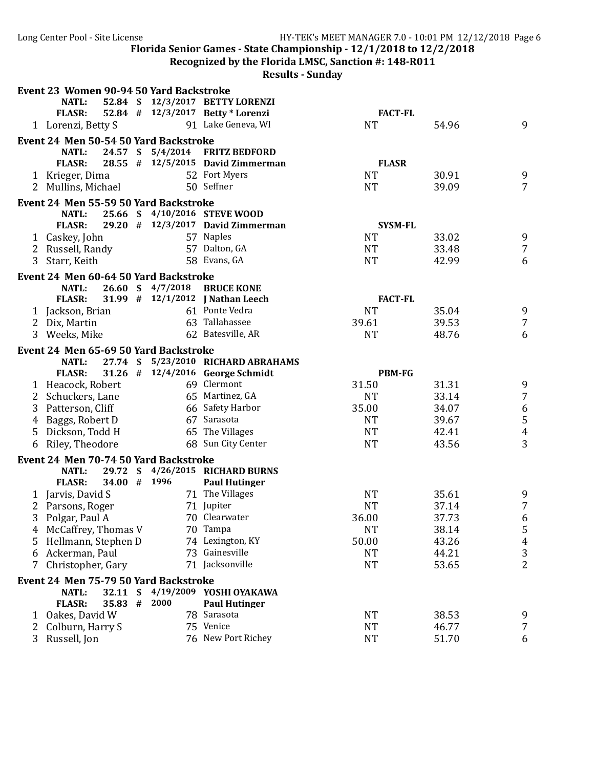**Florida Senior Games - State Championship - 12/1/2018 to 12/2/2018**
**Recognized by the Florida LMSC, Sanction #: 148-R011**
**Results - Sunday**

### Event 23 Women 90-94 50 Yard Backstroke

| | | | | | | |
|---|---|---|---|---|---|---|
| NATL: | 52.84 $ | 12/3/2017 | BETTY LORENZI | | | |
| FLASR: | 52.84 # | 12/3/2017 | Betty * Lorenzi | FACT-FL | | |
| 1 | Lorenzi, Betty S | 91 | Lake Geneva, WI | NT | 54.96 | 9 |

### Event 24 Men 50-54 50 Yard Backstroke

| | | | | | | |
|---|---|---|---|---|---|---|
| NATL: | 24.57 $ | 5/4/2014 | FRITZ BEDFORD | | | |
| FLASR: | 28.55 # | 12/5/2015 | David Zimmerman | FLASR | | |
| 1 | Krieger, Dima | 52 | Fort Myers | NT | 30.91 | 9 |
| 2 | Mullins, Michael | 50 | Seffner | NT | 39.09 | 7 |

### Event 24 Men 55-59 50 Yard Backstroke

| | | | | | | |
|---|---|---|---|---|---|---|
| NATL: | 25.66 $ | 4/10/2016 | STEVE WOOD | | | |
| FLASR: | 29.20 # | 12/3/2017 | David Zimmerman | SYSM-FL | | |
| 1 | Caskey, John | 57 | Naples | NT | 33.02 | 9 |
| 2 | Russell, Randy | 57 | Dalton, GA | NT | 33.48 | 7 |
| 3 | Starr, Keith | 58 | Evans, GA | NT | 42.99 | 6 |

### Event 24 Men 60-64 50 Yard Backstroke

| | | | | | | |
|---|---|---|---|---|---|---|
| NATL: | 26.60 $ | 4/7/2018 | BRUCE KONE | | | |
| FLASR: | 31.99 # | 12/1/2012 | J Nathan Leech | FACT-FL | | |
| 1 | Jackson, Brian | 61 | Ponte Vedra | NT | 35.04 | 9 |
| 2 | Dix, Martin | 63 | Tallahassee | 39.61 | 39.53 | 7 |
| 3 | Weeks, Mike | 62 | Batesville, AR | NT | 48.76 | 6 |

### Event 24 Men 65-69 50 Yard Backstroke

| | | | | | | |
|---|---|---|---|---|---|---|
| NATL: | 27.74 $ | 5/23/2010 | RICHARD ABRAHAMS | | | |
| FLASR: | 31.26 # | 12/4/2016 | George Schmidt | PBM-FG | | |
| 1 | Heacock, Robert | 69 | Clermont | 31.50 | 31.31 | 9 |
| 2 | Schuckers, Lane | 65 | Martinez, GA | NT | 33.14 | 7 |
| 3 | Patterson, Cliff | 66 | Safety Harbor | 35.00 | 34.07 | 6 |
| 4 | Baggs, Robert D | 67 | Sarasota | NT | 39.67 | 5 |
| 5 | Dickson, Todd H | 65 | The Villages | NT | 42.41 | 4 |
| 6 | Riley, Theodore | 68 | Sun City Center | NT | 43.56 | 3 |

### Event 24 Men 70-74 50 Yard Backstroke

| | | | | | | |
|---|---|---|---|---|---|---|
| NATL: | 29.72 $ | 4/26/2015 | RICHARD BURNS | | | |
| FLASR: | 34.00 # | 1996 | Paul Hutinger | | | |
| 1 | Jarvis, David S | 71 | The Villages | NT | 35.61 | 9 |
| 2 | Parsons, Roger | 71 | Jupiter | NT | 37.14 | 7 |
| 3 | Polgar, Paul A | 70 | Clearwater | 36.00 | 37.73 | 6 |
| 4 | McCaffrey, Thomas V | 70 | Tampa | NT | 38.14 | 5 |
| 5 | Hellmann, Stephen D | 74 | Lexington, KY | 50.00 | 43.26 | 4 |
| 6 | Ackerman, Paul | 73 | Gainesville | NT | 44.21 | 3 |
| 7 | Christopher, Gary | 71 | Jacksonville | NT | 53.65 | 2 |

### Event 24 Men 75-79 50 Yard Backstroke

| | | | | | | |
|---|---|---|---|---|---|---|
| NATL: | 32.11 $ | 4/19/2009 | YOSHI OYAKAWA | | | |
| FLASR: | 35.83 # | 2000 | Paul Hutinger | | | |
| 1 | Oakes, David W | 78 | Sarasota | NT | 38.53 | 9 |
| 2 | Colburn, Harry S | 75 | Venice | NT | 46.77 | 7 |
| 3 | Russell, Jon | 76 | New Port Richey | NT | 51.70 | 6 |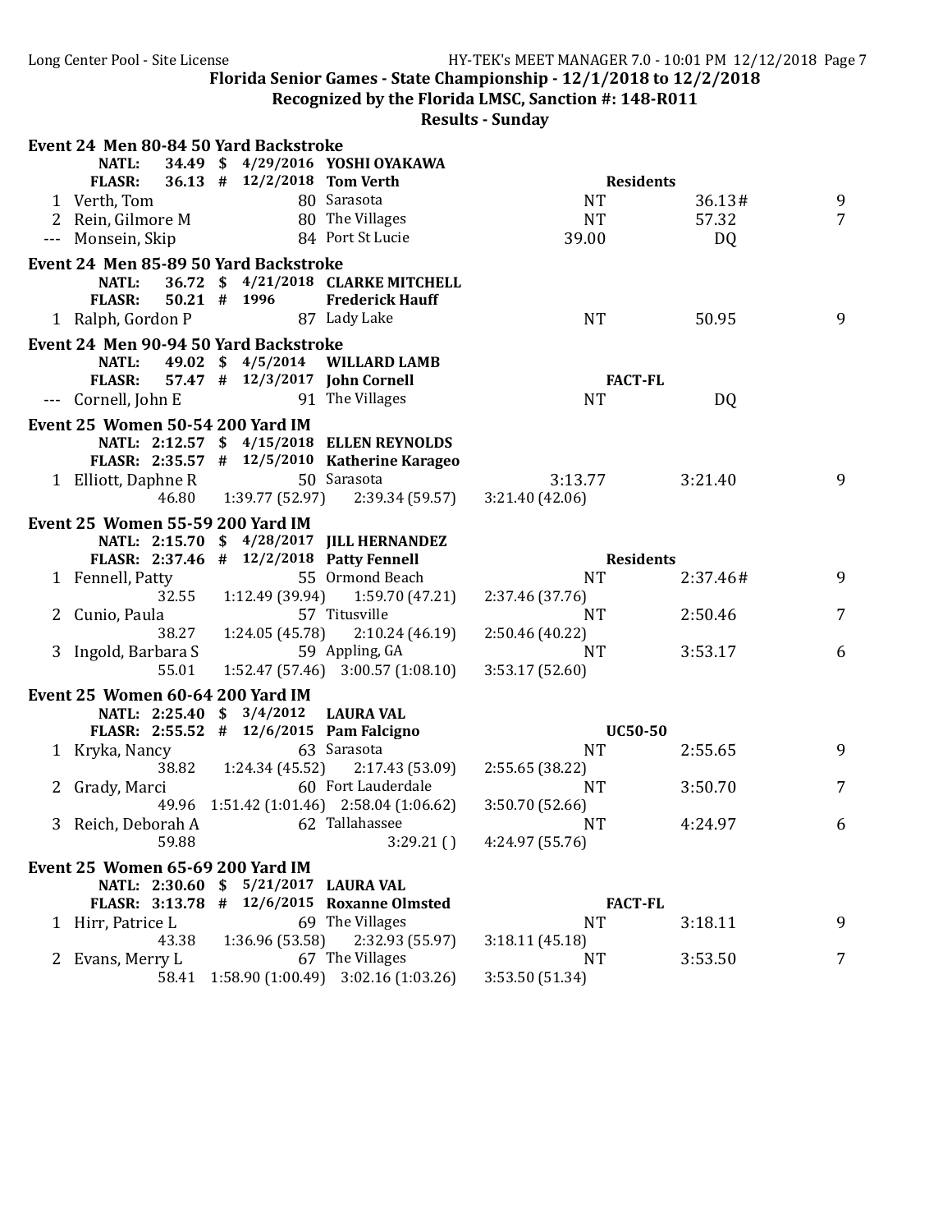## Florida Senior Games - State Championship - 12/1/2018 to 12/2/2018

**Recognized by the Florida LMSC, Sanction #: 148-R011**

**Results - Sunday**

### Event 24 Men 80-84 50 Yard Backstroke

**NATL:** 34.49 $ 4/29/2016 **YOSHI OYAKAWA**
**FLASR:** 36.13 # 12/2/2018 **Tom Verth** — **Residents**

| Place | Name | Age | Team | Seed Time | Finals Time | Points |
|---|---|---|---|---|---|---|
| 1 | Verth, Tom | 80 | Sarasota | NT | 36.13# | 9 |
| 2 | Rein, Gilmore M | 80 | The Villages | NT | 57.32 | 7 |
| --- | Monsein, Skip | 84 | Port St Lucie | 39.00 | DQ | |

### Event 24 Men 85-89 50 Yard Backstroke

**NATL:** 36.72 $ 4/21/2018 **CLARKE MITCHELL**
**FLASR:** 50.21 # 1996 **Frederick Hauff**

| Place | Name | Age | Team | Seed Time | Finals Time | Points |
|---|---|---|---|---|---|---|
| 1 | Ralph, Gordon P | 87 | Lady Lake | NT | 50.95 | 9 |

### Event 24 Men 90-94 50 Yard Backstroke

**NATL:** 49.02 $ 4/5/2014 **WILLARD LAMB**
**FLASR:** 57.47 # 12/3/2017 **John Cornell** — **FACT-FL**

| Place | Name | Age | Team | Seed Time | Finals Time | Points |
|---|---|---|---|---|---|---|
| --- | Cornell, John E | 91 | The Villages | NT | DQ | |

### Event 25 Women 50-54 200 Yard IM

**NATL:** 2:12.57 $ 4/15/2018 **ELLEN REYNOLDS**
**FLASR:** 2:35.57 # 12/5/2010 **Katherine Karageo**

| Place | Name | Age | Team | Seed Time | Finals Time | Points |
|---|---|---|---|---|---|---|
| 1 | Elliott, Daphne R | 50 | Sarasota | 3:13.77 | 3:21.40 | 9 |
| | 46.80 | 1:39.77 (52.97) | 2:39.34 (59.57) | 3:21.40 (42.06) | | |

### Event 25 Women 55-59 200 Yard IM

**NATL:** 2:15.70 $ 4/28/2017 **JILL HERNANDEZ**
**FLASR:** 2:37.46 # 12/2/2018 **Patty Fennell** — **Residents**

| Place | Name | Age | Team | Seed Time | Finals Time | Points |
|---|---|---|---|---|---|---|
| 1 | Fennell, Patty | 55 | Ormond Beach | NT | 2:37.46# | 9 |
| | 32.55 | 1:12.49 (39.94) | 1:59.70 (47.21) | 2:37.46 (37.76) | | |
| 2 | Cunio, Paula | 57 | Titusville | NT | 2:50.46 | 7 |
| | 38.27 | 1:24.05 (45.78) | 2:10.24 (46.19) | 2:50.46 (40.22) | | |
| 3 | Ingold, Barbara S | 59 | Appling, GA | NT | 3:53.17 | 6 |
| | 55.01 | 1:52.47 (57.46) | 3:00.57 (1:08.10) | 3:53.17 (52.60) | | |

### Event 25 Women 60-64 200 Yard IM

**NATL:** 2:25.40 $ 3/4/2012 **LAURA VAL**
**FLASR:** 2:55.52 # 12/6/2015 **Pam Falcigno** — **UC50-50**

| Place | Name | Age | Team | Seed Time | Finals Time | Points |
|---|---|---|---|---|---|---|
| 1 | Kryka, Nancy | 63 | Sarasota | NT | 2:55.65 | 9 |
| | 38.82 | 1:24.34 (45.52) | 2:17.43 (53.09) | 2:55.65 (38.22) | | |
| 2 | Grady, Marci | 60 | Fort Lauderdale | NT | 3:50.70 | 7 |
| | 49.96 | 1:51.42 (1:01.46) | 2:58.04 (1:06.62) | 3:50.70 (52.66) | | |
| 3 | Reich, Deborah A | 62 | Tallahassee | NT | 4:24.97 | 6 |
| | 59.88 | | 3:29.21 ( ) | 4:24.97 (55.76) | | |

### Event 25 Women 65-69 200 Yard IM

**NATL:** 2:30.60 $ 5/21/2017 **LAURA VAL**
**FLASR:** 3:13.78 # 12/6/2015 **Roxanne Olmsted** — **FACT-FL**

| Place | Name | Age | Team | Seed Time | Finals Time | Points |
|---|---|---|---|---|---|---|
| 1 | Hirr, Patrice L | 69 | The Villages | NT | 3:18.11 | 9 |
| | 43.38 | 1:36.96 (53.58) | 2:32.93 (55.97) | 3:18.11 (45.18) | | |
| 2 | Evans, Merry L | 67 | The Villages | NT | 3:53.50 | 7 |
| | 58.41 | 1:58.90 (1:00.49) | 3:02.16 (1:03.26) | 3:53.50 (51.34) | | |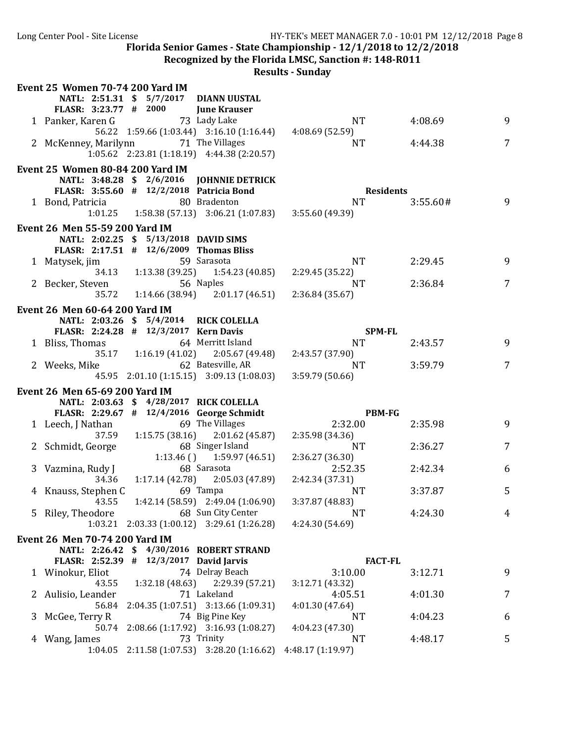Long Center Pool - Site License

**Florida Senior Games - State Championship - 12/1/2018 to 12/2/2018**

**Recognized by the Florida LMSC, Sanction #: 148-R011**

**Results - Sunday**

### Event 25 Women 70-74 200 Yard IM

NATL: 2:51.31 $ 5/7/2017 DIANN UUSTAL
FLASR: 3:23.77 # 2000 June Krauser

| Place | Name | Age | Team | Seed Time | Finals Time | Points |
|---|---|---|---|---|---|---|
| 1 | Panker, Karen G | 73 | Lady Lake | NT | 4:08.69 | 9 |
| | 56.22 | 1:59.66 (1:03.44) | 3:16.10 (1:16.44) | 4:08.69 (52.59) | | |
| 2 | McKenney, Marilynn | 71 | The Villages | NT | 4:44.38 | 7 |
| | 1:05.62 | 2:23.81 (1:18.19) | 4:44.38 (2:20.57) | | | |

### Event 25 Women 80-84 200 Yard IM

NATL: 3:48.28 $ 2/6/2016 JOHNNIE DETRICK
FLASR: 3:55.60 # 12/2/2018 Patricia Bond Residents

| Place | Name | Age | Team | Seed Time | Finals Time | Points |
|---|---|---|---|---|---|---|
| 1 | Bond, Patricia | 80 | Bradenton | NT | 3:55.60# | 9 |
| | 1:01.25 | 1:58.38 (57.13) | 3:06.21 (1:07.83) | 3:55.60 (49.39) | | |

### Event 26 Men 55-59 200 Yard IM

NATL: 2:02.25 $ 5/13/2018 DAVID SIMS
FLASR: 2:17.51 # 12/6/2009 Thomas Bliss

| Place | Name | Age | Team | Seed Time | Finals Time | Points |
|---|---|---|---|---|---|---|
| 1 | Matysek, jim | 59 | Sarasota | NT | 2:29.45 | 9 |
| | 34.13 | 1:13.38 (39.25) | 1:54.23 (40.85) | 2:29.45 (35.22) | | |
| 2 | Becker, Steven | 56 | Naples | NT | 2:36.84 | 7 |
| | 35.72 | 1:14.66 (38.94) | 2:01.17 (46.51) | 2:36.84 (35.67) | | |

### Event 26 Men 60-64 200 Yard IM

NATL: 2:03.26 $ 5/4/2014 RICK COLELLA
FLASR: 2:24.28 # 12/3/2017 Kern Davis SPM-FL

| Place | Name | Age | Team | Seed Time | Finals Time | Points |
|---|---|---|---|---|---|---|
| 1 | Bliss, Thomas | 64 | Merritt Island | NT | 2:43.57 | 9 |
| | 35.17 | 1:16.19 (41.02) | 2:05.67 (49.48) | 2:43.57 (37.90) | | |
| 2 | Weeks, Mike | 62 | Batesville, AR | NT | 3:59.79 | 7 |
| | 45.95 | 2:01.10 (1:15.15) | 3:09.13 (1:08.03) | 3:59.79 (50.66) | | |

### Event 26 Men 65-69 200 Yard IM

NATL: 2:03.63 $ 4/28/2017 RICK COLELLA
FLASR: 2:29.67 # 12/4/2016 George Schmidt PBM-FG

| Place | Name | Age | Team | Seed Time | Finals Time | Points |
|---|---|---|---|---|---|---|
| 1 | Leech, J Nathan | 69 | The Villages | 2:32.00 | 2:35.98 | 9 |
| | 37.59 | 1:15.75 (38.16) | 2:01.62 (45.87) | 2:35.98 (34.36) | | |
| 2 | Schmidt, George | 68 | Singer Island | NT | 2:36.27 | 7 |
| | | 1:13.46 ( ) | 1:59.97 (46.51) | 2:36.27 (36.30) | | |
| 3 | Vazmina, Rudy J | 68 | Sarasota | 2:52.35 | 2:42.34 | 6 |
| | 34.36 | 1:17.14 (42.78) | 2:05.03 (47.89) | 2:42.34 (37.31) | | |
| 4 | Knauss, Stephen C | 69 | Tampa | NT | 3:37.87 | 5 |
| | 43.55 | 1:42.14 (58.59) | 2:49.04 (1:06.90) | 3:37.87 (48.83) | | |
| 5 | Riley, Theodore | 68 | Sun City Center | NT | 4:24.30 | 4 |
| | 1:03.21 | 2:03.33 (1:00.12) | 3:29.61 (1:26.28) | 4:24.30 (54.69) | | |

### Event 26 Men 70-74 200 Yard IM

NATL: 2:26.42 $ 4/30/2016 ROBERT STRAND
FLASR: 2:52.39 # 12/3/2017 David Jarvis FACT-FL

| Place | Name | Age | Team | Seed Time | Finals Time | Points |
|---|---|---|---|---|---|---|
| 1 | Winokur, Eliot | 74 | Delray Beach | 3:10.00 | 3:12.71 | 9 |
| | 43.55 | 1:32.18 (48.63) | 2:29.39 (57.21) | 3:12.71 (43.32) | | |
| 2 | Aulisio, Leander | 71 | Lakeland | 4:05.51 | 4:01.30 | 7 |
| | 56.84 | 2:04.35 (1:07.51) | 3:13.66 (1:09.31) | 4:01.30 (47.64) | | |
| 3 | McGee, Terry R | 74 | Big Pine Key | NT | 4:04.23 | 6 |
| | 50.74 | 2:08.66 (1:17.92) | 3:16.93 (1:08.27) | 4:04.23 (47.30) | | |
| 4 | Wang, James | 73 | Trinity | NT | 4:48.17 | 5 |
| | 1:04.05 | 2:11.58 (1:07.53) | 3:28.20 (1:16.62) | 4:48.17 (1:19.97) | | |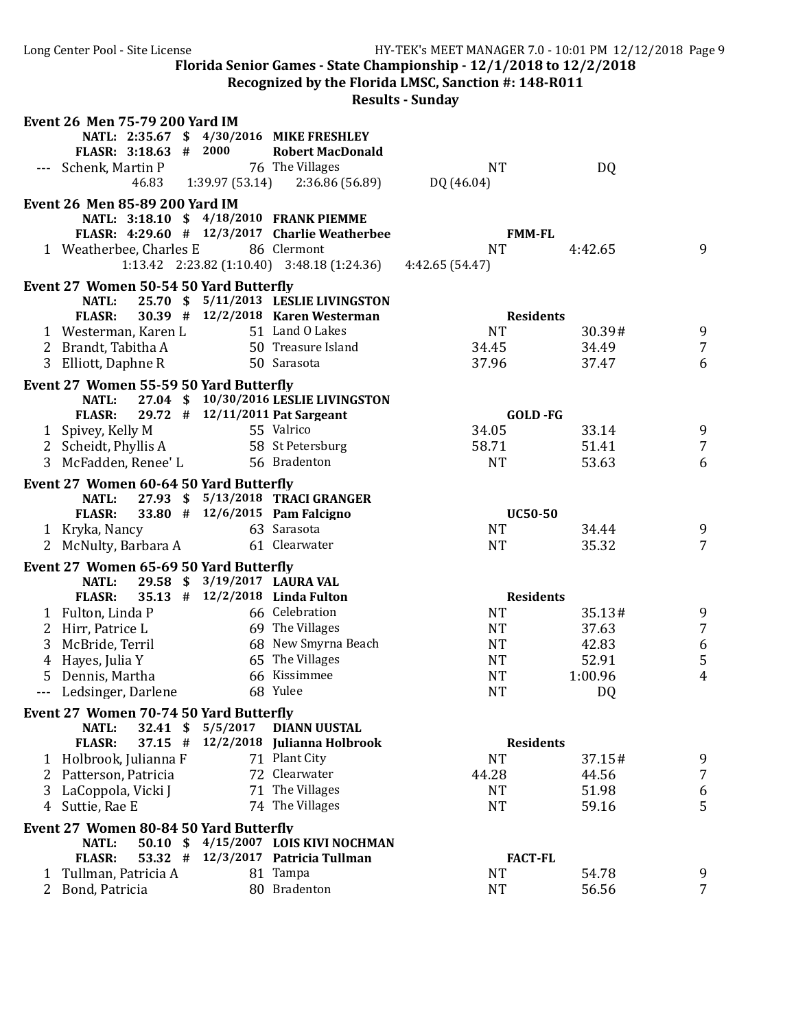Florida Senior Games - State Championship - 12/1/2018 to 12/2/2018

Recognized by the Florida LMSC, Sanction #: 148-R011

Results - Sunday

### Event 26 Men 75-79 200 Yard IM

NATL: 2:35.67 $ 4/30/2016 MIKE FRESHLEY
FLASR: 3:18.63 # 2000 Robert MacDonald

| Place | Name | Age | Team | Seed Time | Finals Time | Points |
|---|---|---|---|---|---|---|
| --- | Schenk, Martin P | 76 | The Villages | NT | DQ | |
| | 46.83 | | 1:39.97 (53.14) 2:36.86 (56.89) | DQ (46.04) | | |

### Event 26 Men 85-89 200 Yard IM

NATL: 3:18.10 $ 4/18/2010 FRANK PIEMME
FLASR: 4:29.60 # 12/3/2017 Charlie Weatherbee FMM-FL

| Place | Name | Age | Team | Seed Time | Finals Time | Points |
|---|---|---|---|---|---|---|
| 1 | Weatherbee, Charles E | 86 | Clermont | NT | 4:42.65 | 9 |
| | 1:13.42 | | 2:23.82 (1:10.40) 3:48.18 (1:24.36) | 4:42.65 (54.47) | | |

### Event 27 Women 50-54 50 Yard Butterfly

NATL: 25.70 $ 5/11/2013 LESLIE LIVINGSTON
FLASR: 30.39 # 12/2/2018 Karen Westerman Residents

| Place | Name | Age | Team | Seed Time | Finals Time | Points |
|---|---|---|---|---|---|---|
| 1 | Westerman, Karen L | 51 | Land O Lakes | NT | 30.39# | 9 |
| 2 | Brandt, Tabitha A | 50 | Treasure Island | 34.45 | 34.49 | 7 |
| 3 | Elliott, Daphne R | 50 | Sarasota | 37.96 | 37.47 | 6 |

### Event 27 Women 55-59 50 Yard Butterfly

NATL: 27.04 $ 10/30/2016 LESLIE LIVINGSTON
FLASR: 29.72 # 12/11/2011 Pat Sargeant GOLD -FG

| Place | Name | Age | Team | Seed Time | Finals Time | Points |
|---|---|---|---|---|---|---|
| 1 | Spivey, Kelly M | 55 | Valrico | 34.05 | 33.14 | 9 |
| 2 | Scheidt, Phyllis A | 58 | St Petersburg | 58.71 | 51.41 | 7 |
| 3 | McFadden, Renee' L | 56 | Bradenton | NT | 53.63 | 6 |

### Event 27 Women 60-64 50 Yard Butterfly

NATL: 27.93 $ 5/13/2018 TRACI GRANGER
FLASR: 33.80 # 12/6/2015 Pam Falcigno UC50-50

| Place | Name | Age | Team | Seed Time | Finals Time | Points |
|---|---|---|---|---|---|---|
| 1 | Kryka, Nancy | 63 | Sarasota | NT | 34.44 | 9 |
| 2 | McNulty, Barbara A | 61 | Clearwater | NT | 35.32 | 7 |

### Event 27 Women 65-69 50 Yard Butterfly

NATL: 29.58 $ 3/19/2017 LAURA VAL
FLASR: 35.13 # 12/2/2018 Linda Fulton Residents

| Place | Name | Age | Team | Seed Time | Finals Time | Points |
|---|---|---|---|---|---|---|
| 1 | Fulton, Linda P | 66 | Celebration | NT | 35.13# | 9 |
| 2 | Hirr, Patrice L | 69 | The Villages | NT | 37.63 | 7 |
| 3 | McBride, Terril | 68 | New Smyrna Beach | NT | 42.83 | 6 |
| 4 | Hayes, Julia Y | 65 | The Villages | NT | 52.91 | 5 |
| 5 | Dennis, Martha | 66 | Kissimmee | NT | 1:00.96 | 4 |
| --- | Ledsinger, Darlene | 68 | Yulee | NT | DQ | |

### Event 27 Women 70-74 50 Yard Butterfly

NATL: 32.41 $ 5/5/2017 DIANN UUSTAL
FLASR: 37.15 # 12/2/2018 Julianna Holbrook Residents

| Place | Name | Age | Team | Seed Time | Finals Time | Points |
|---|---|---|---|---|---|---|
| 1 | Holbrook, Julianna F | 71 | Plant City | NT | 37.15# | 9 |
| 2 | Patterson, Patricia | 72 | Clearwater | 44.28 | 44.56 | 7 |
| 3 | LaCoppola, Vicki J | 71 | The Villages | NT | 51.98 | 6 |
| 4 | Suttie, Rae E | 74 | The Villages | NT | 59.16 | 5 |

### Event 27 Women 80-84 50 Yard Butterfly

NATL: 50.10 $ 4/15/2007 LOIS KIVI NOCHMAN
FLASR: 53.32 # 12/3/2017 Patricia Tullman FACT-FL

| Place | Name | Age | Team | Seed Time | Finals Time | Points |
|---|---|---|---|---|---|---|
| 1 | Tullman, Patricia A | 81 | Tampa | NT | 54.78 | 9 |
| 2 | Bond, Patricia | 80 | Bradenton | NT | 56.56 | 7 |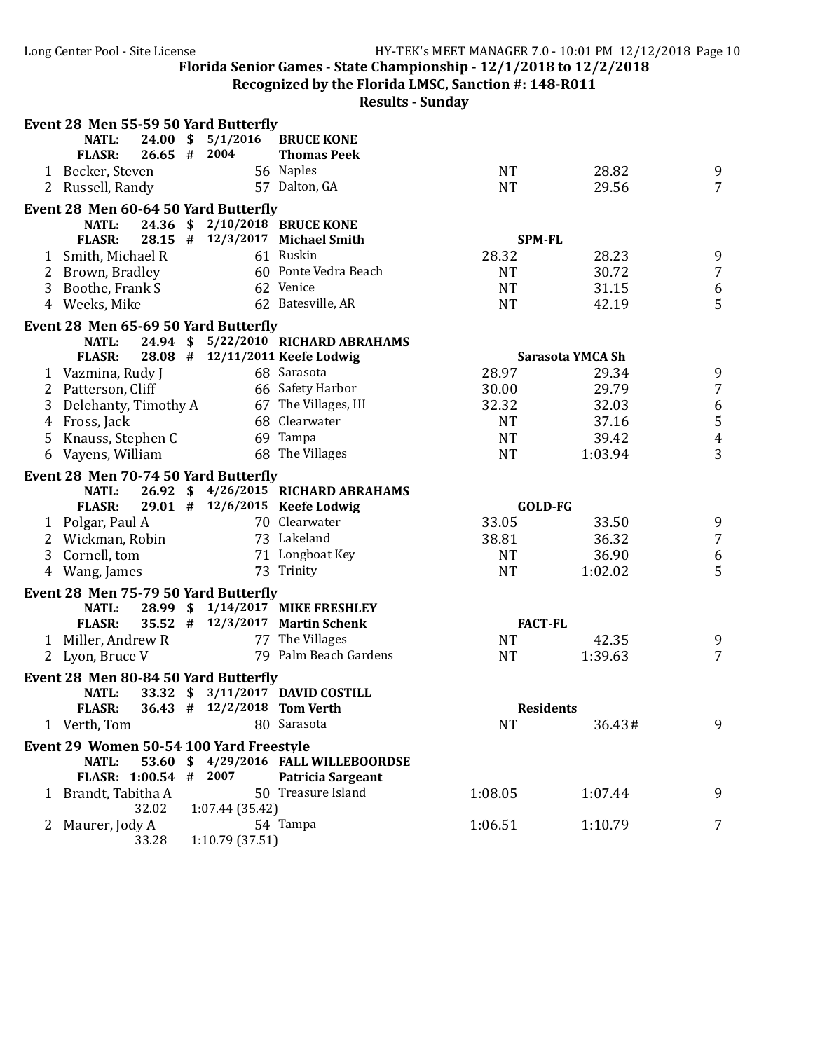**Florida Senior Games - State Championship - 12/1/2018 to 12/2/2018**

**Recognized by the Florida LMSC, Sanction #: 148-R011**

**Results - Sunday**

### Event 28 Men 55-59 50 Yard Butterfly

| | | | | | | |
|---|---|---|---|---|---|---|
| **NATL:** | **24.00 $** | **5/1/2016** | **BRUCE KONE** | | | |
| **FLASR:** | **26.65 #** | **2004** | **Thomas Peek** | | | |
| 1 | Becker, Steven | 56 | Naples | NT | 28.82 | 9 |
| 2 | Russell, Randy | 57 | Dalton, GA | NT | 29.56 | 7 |

### Event 28 Men 60-64 50 Yard Butterfly

| | | | | | | |
|---|---|---|---|---|---|---|
| **NATL:** | **24.36 $** | **2/10/2018** | **BRUCE KONE** | | | |
| **FLASR:** | **28.15 #** | **12/3/2017** | **Michael Smith** | **SPM-FL** | | |
| 1 | Smith, Michael R | 61 | Ruskin | 28.32 | 28.23 | 9 |
| 2 | Brown, Bradley | 60 | Ponte Vedra Beach | NT | 30.72 | 7 |
| 3 | Boothe, Frank S | 62 | Venice | NT | 31.15 | 6 |
| 4 | Weeks, Mike | 62 | Batesville, AR | NT | 42.19 | 5 |

### Event 28 Men 65-69 50 Yard Butterfly

| | | | | | | |
|---|---|---|---|---|---|---|
| **NATL:** | **24.94 $** | **5/22/2010** | **RICHARD ABRAHAMS** | | | |
| **FLASR:** | **28.08 #** | **12/11/2011** | **Keefe Lodwig** | **Sarasota YMCA Sh** | | |
| 1 | Vazmina, Rudy J | 68 | Sarasota | 28.97 | 29.34 | 9 |
| 2 | Patterson, Cliff | 66 | Safety Harbor | 30.00 | 29.79 | 7 |
| 3 | Delehanty, Timothy A | 67 | The Villages, HI | 32.32 | 32.03 | 6 |
| 4 | Fross, Jack | 68 | Clearwater | NT | 37.16 | 5 |
| 5 | Knauss, Stephen C | 69 | Tampa | NT | 39.42 | 4 |
| 6 | Vayens, William | 68 | The Villages | NT | 1:03.94 | 3 |

### Event 28 Men 70-74 50 Yard Butterfly

| | | | | | | |
|---|---|---|---|---|---|---|
| **NATL:** | **26.92 $** | **4/26/2015** | **RICHARD ABRAHAMS** | | | |
| **FLASR:** | **29.01 #** | **12/6/2015** | **Keefe Lodwig** | **GOLD-FG** | | |
| 1 | Polgar, Paul A | 70 | Clearwater | 33.05 | 33.50 | 9 |
| 2 | Wickman, Robin | 73 | Lakeland | 38.81 | 36.32 | 7 |
| 3 | Cornell, tom | 71 | Longboat Key | NT | 36.90 | 6 |
| 4 | Wang, James | 73 | Trinity | NT | 1:02.02 | 5 |

### Event 28 Men 75-79 50 Yard Butterfly

| | | | | | | |
|---|---|---|---|---|---|---|
| **NATL:** | **28.99 $** | **1/14/2017** | **MIKE FRESHLEY** | | | |
| **FLASR:** | **35.52 #** | **12/3/2017** | **Martin Schenk** | **FACT-FL** | | |
| 1 | Miller, Andrew R | 77 | The Villages | NT | 42.35 | 9 |
| 2 | Lyon, Bruce V | 79 | Palm Beach Gardens | NT | 1:39.63 | 7 |

### Event 28 Men 80-84 50 Yard Butterfly

| | | | | | | |
|---|---|---|---|---|---|---|
| **NATL:** | **33.32 $** | **3/11/2017** | **DAVID COSTILL** | | | |
| **FLASR:** | **36.43 #** | **12/2/2018** | **Tom Verth** | **Residents** | | |
| 1 | Verth, Tom | 80 | Sarasota | NT | 36.43# | 9 |

### Event 29 Women 50-54 100 Yard Freestyle

| | | | | | | |
|---|---|---|---|---|---|---|
| **NATL:** | **53.60 $** | **4/29/2016** | **FALL WILLEBOORDSE** | | | |
| **FLASR:** | **1:00.54 #** | **2007** | **Patricia Sargeant** | | | |
| 1 | Brandt, Tabitha A | 50 | Treasure Island | 1:08.05 | 1:07.44 | 9 |
| | 32.02 | 1:07.44 (35.42) | | | | |
| 2 | Maurer, Jody A | 54 | Tampa | 1:06.51 | 1:10.79 | 7 |
| | 33.28 | 1:10.79 (37.51) | | | | |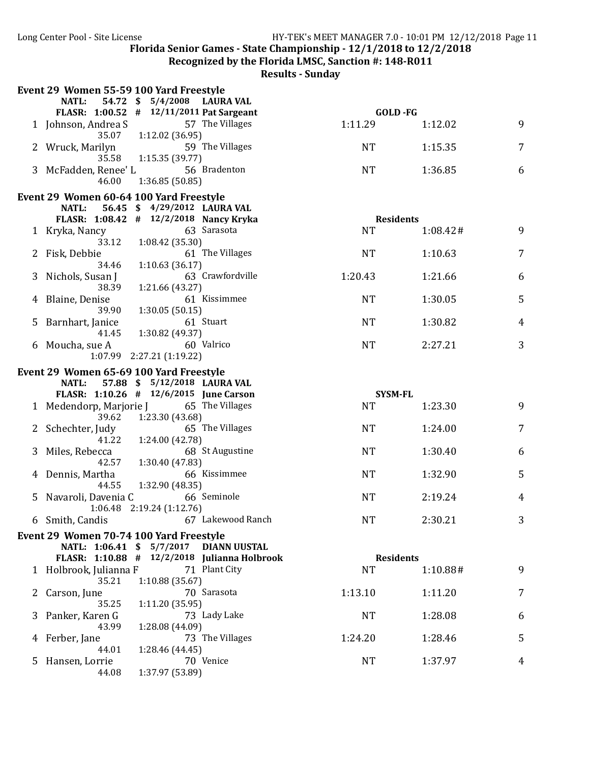Florida Senior Games - State Championship - 12/1/2018 to 12/2/2018

Recognized by the Florida LMSC, Sanction #: 148-R011

**Results - Sunday**

### Event 29 Women 55-59 100 Yard Freestyle

NATL: 54.72 $ 5/4/2008 LAURA VAL

FLASR: 1:00.52 # 12/11/2011 Pat Sargeant

| Place | Name | Age | Team | Seed Time | GOLD -FG | Points |
|---|---|---|---|---|---|---|
| 1 | Johnson, Andrea S | 57 | The Villages | 1:11.29 | 1:12.02 | 9 |
| | 35.07 1:12.02 (36.95) | | | | | |
| 2 | Wruck, Marilyn | 59 | The Villages | NT | 1:15.35 | 7 |
| | 35.58 1:15.35 (39.77) | | | | | |
| 3 | McFadden, Renee' L | 56 | Bradenton | NT | 1:36.85 | 6 |
| | 46.00 1:36.85 (50.85) | | | | | |

### Event 29 Women 60-64 100 Yard Freestyle

NATL: 56.45 $ 4/29/2012 LAURA VAL

FLASR: 1:08.42 # 12/2/2018 Nancy Kryka

| Place | Name | Age | Team | Seed Time | Residents | Points |
|---|---|---|---|---|---|---|
| 1 | Kryka, Nancy | 63 | Sarasota | NT | 1:08.42# | 9 |
| | 33.12 1:08.42 (35.30) | | | | | |
| 2 | Fisk, Debbie | 61 | The Villages | NT | 1:10.63 | 7 |
| | 34.46 1:10.63 (36.17) | | | | | |
| 3 | Nichols, Susan J | 63 | Crawfordville | 1:20.43 | 1:21.66 | 6 |
| | 38.39 1:21.66 (43.27) | | | | | |
| 4 | Blaine, Denise | 61 | Kissimmee | NT | 1:30.05 | 5 |
| | 39.90 1:30.05 (50.15) | | | | | |
| 5 | Barnhart, Janice | 61 | Stuart | NT | 1:30.82 | 4 |
| | 41.45 1:30.82 (49.37) | | | | | |
| 6 | Moucha, sue A | 60 | Valrico | NT | 2:27.21 | 3 |
| | 1:07.99 2:27.21 (1:19.22) | | | | | |

### Event 29 Women 65-69 100 Yard Freestyle

NATL: 57.88 $ 5/12/2018 LAURA VAL

FLASR: 1:10.26 # 12/6/2015 June Carson

| Place | Name | Age | Team | Seed Time | SYSM-FL | Points |
|---|---|---|---|---|---|---|
| 1 | Medendorp, Marjorie J | 65 | The Villages | NT | 1:23.30 | 9 |
| | 39.62 1:23.30 (43.68) | | | | | |
| 2 | Schechter, Judy | 65 | The Villages | NT | 1:24.00 | 7 |
| | 41.22 1:24.00 (42.78) | | | | | |
| 3 | Miles, Rebecca | 68 | St Augustine | NT | 1:30.40 | 6 |
| | 42.57 1:30.40 (47.83) | | | | | |
| 4 | Dennis, Martha | 66 | Kissimmee | NT | 1:32.90 | 5 |
| | 44.55 1:32.90 (48.35) | | | | | |
| 5 | Navaroli, Davenia C | 66 | Seminole | NT | 2:19.24 | 4 |
| | 1:06.48 2:19.24 (1:12.76) | | | | | |
| 6 | Smith, Candis | 67 | Lakewood Ranch | NT | 2:30.21 | 3 |

### Event 29 Women 70-74 100 Yard Freestyle

NATL: 1:06.41 $ 5/7/2017 DIANN UUSTAL

FLASR: 1:10.88 # 12/2/2018 Julianna Holbrook

| Place | Name | Age | Team | Seed Time | Residents | Points |
|---|---|---|---|---|---|---|
| 1 | Holbrook, Julianna F | 71 | Plant City | NT | 1:10.88# | 9 |
| | 35.21 1:10.88 (35.67) | | | | | |
| 2 | Carson, June | 70 | Sarasota | 1:13.10 | 1:11.20 | 7 |
| | 35.25 1:11.20 (35.95) | | | | | |
| 3 | Panker, Karen G | 73 | Lady Lake | NT | 1:28.08 | 6 |
| | 43.99 1:28.08 (44.09) | | | | | |
| 4 | Ferber, Jane | 73 | The Villages | 1:24.20 | 1:28.46 | 5 |
| | 44.01 1:28.46 (44.45) | | | | | |
| 5 | Hansen, Lorrie | 70 | Venice | NT | 1:37.97 | 4 |
| | 44.08 1:37.97 (53.89) | | | | | |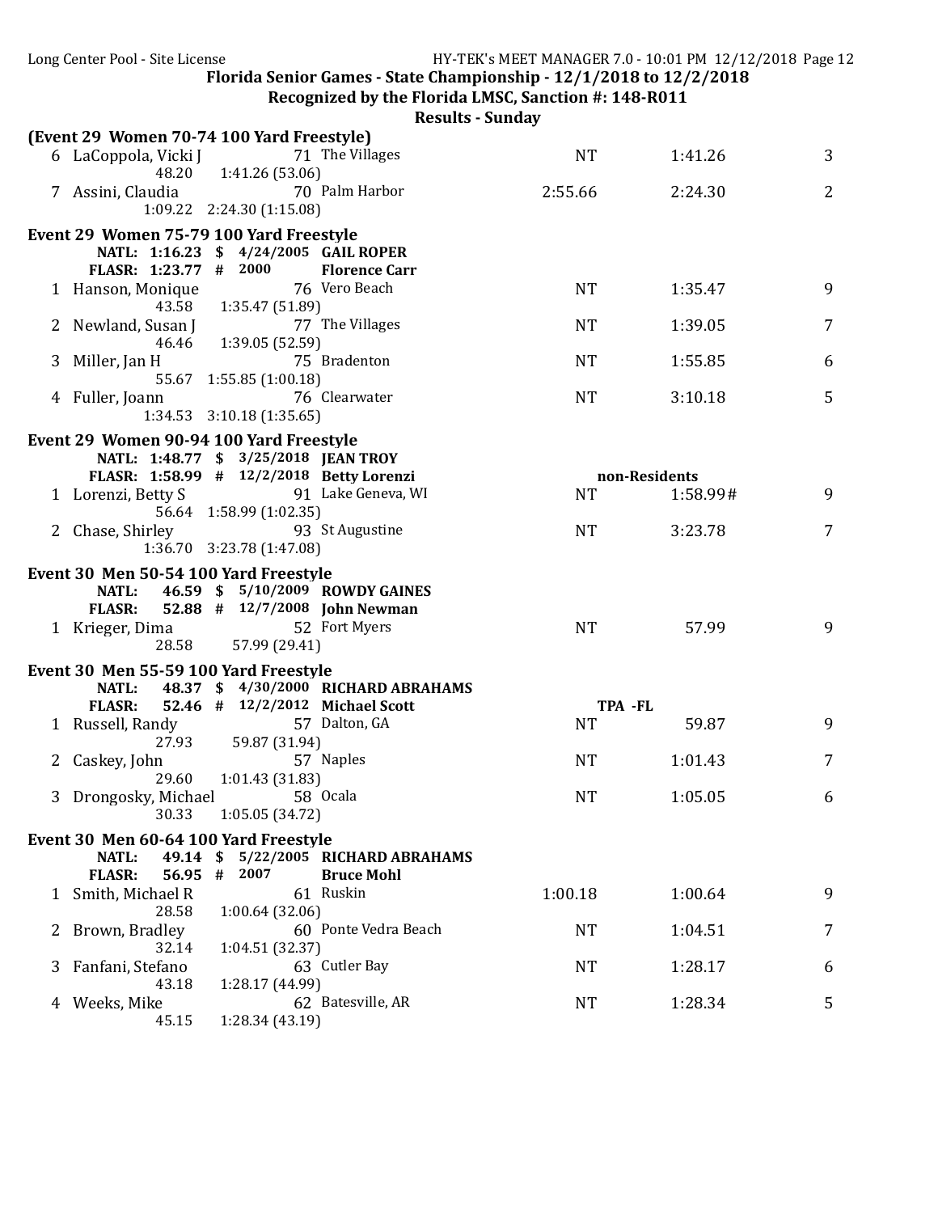Florida Senior Games - State Championship - 12/1/2018 to 12/2/2018

Recognized by the Florida LMSC, Sanction #: 148-R011

Results - Sunday

### (Event 29 Women 70-74 100 Yard Freestyle)

| Place | Name | Age | Team | Seed Time | Finals Time | Points |
|---|---|---|---|---|---|---|
| 6 | LaCoppola, Vicki J | 71 | The Villages | NT | 1:41.26 | 3 |
| | 48.20 1:41.26 (53.06) | | | | | |
| 7 | Assini, Claudia | 70 | Palm Harbor | 2:55.66 | 2:24.30 | 2 |
| | 1:09.22 2:24.30 (1:15.08) | | | | | |

### Event 29 Women 75-79 100 Yard Freestyle

NATL: 1:16.23 $ 4/24/2005 GAIL ROPER
FLASR: 1:23.77 # 2000 Florence Carr

| Place | Name | Age | Team | Seed Time | Finals Time | Points |
|---|---|---|---|---|---|---|
| 1 | Hanson, Monique | 76 | Vero Beach | NT | 1:35.47 | 9 |
| | 43.58 1:35.47 (51.89) | | | | | |
| 2 | Newland, Susan J | 77 | The Villages | NT | 1:39.05 | 7 |
| | 46.46 1:39.05 (52.59) | | | | | |
| 3 | Miller, Jan H | 75 | Bradenton | NT | 1:55.85 | 6 |
| | 55.67 1:55.85 (1:00.18) | | | | | |
| 4 | Fuller, Joann | 76 | Clearwater | NT | 3:10.18 | 5 |
| | 1:34.53 3:10.18 (1:35.65) | | | | | |

### Event 29 Women 90-94 100 Yard Freestyle

NATL: 1:48.77 $ 3/25/2018 JEAN TROY
FLASR: 1:58.99 # 12/2/2018 Betty Lorenzi — non-Residents

| Place | Name | Age | Team | Seed Time | Finals Time | Points |
|---|---|---|---|---|---|---|
| 1 | Lorenzi, Betty S | 91 | Lake Geneva, WI | NT | 1:58.99# | 9 |
| | 56.64 1:58.99 (1:02.35) | | | | | |
| 2 | Chase, Shirley | 93 | St Augustine | NT | 3:23.78 | 7 |
| | 1:36.70 3:23.78 (1:47.08) | | | | | |

### Event 30 Men 50-54 100 Yard Freestyle

NATL: 46.59 $ 5/10/2009 ROWDY GAINES
FLASR: 52.88 # 12/7/2008 John Newman

| Place | Name | Age | Team | Seed Time | Finals Time | Points |
|---|---|---|---|---|---|---|
| 1 | Krieger, Dima | 52 | Fort Myers | NT | 57.99 | 9 |
| | 28.58 57.99 (29.41) | | | | | |

### Event 30 Men 55-59 100 Yard Freestyle

NATL: 48.37 $ 4/30/2000 RICHARD ABRAHAMS
FLASR: 52.46 # 12/2/2012 Michael Scott — TPA -FL

| Place | Name | Age | Team | Seed Time | Finals Time | Points |
|---|---|---|---|---|---|---|
| 1 | Russell, Randy | 57 | Dalton, GA | NT | 59.87 | 9 |
| | 27.93 59.87 (31.94) | | | | | |
| 2 | Caskey, John | 57 | Naples | NT | 1:01.43 | 7 |
| | 29.60 1:01.43 (31.83) | | | | | |
| 3 | Drongosky, Michael | 58 | Ocala | NT | 1:05.05 | 6 |
| | 30.33 1:05.05 (34.72) | | | | | |

### Event 30 Men 60-64 100 Yard Freestyle

NATL: 49.14 $ 5/22/2005 RICHARD ABRAHAMS
FLASR: 56.95 # 2007 Bruce Mohl

| Place | Name | Age | Team | Seed Time | Finals Time | Points |
|---|---|---|---|---|---|---|
| 1 | Smith, Michael R | 61 | Ruskin | 1:00.18 | 1:00.64 | 9 |
| | 28.58 1:00.64 (32.06) | | | | | |
| 2 | Brown, Bradley | 60 | Ponte Vedra Beach | NT | 1:04.51 | 7 |
| | 32.14 1:04.51 (32.37) | | | | | |
| 3 | Fanfani, Stefano | 63 | Cutler Bay | NT | 1:28.17 | 6 |
| | 43.18 1:28.17 (44.99) | | | | | |
| 4 | Weeks, Mike | 62 | Batesville, AR | NT | 1:28.34 | 5 |
| | 45.15 1:28.34 (43.19) | | | | | |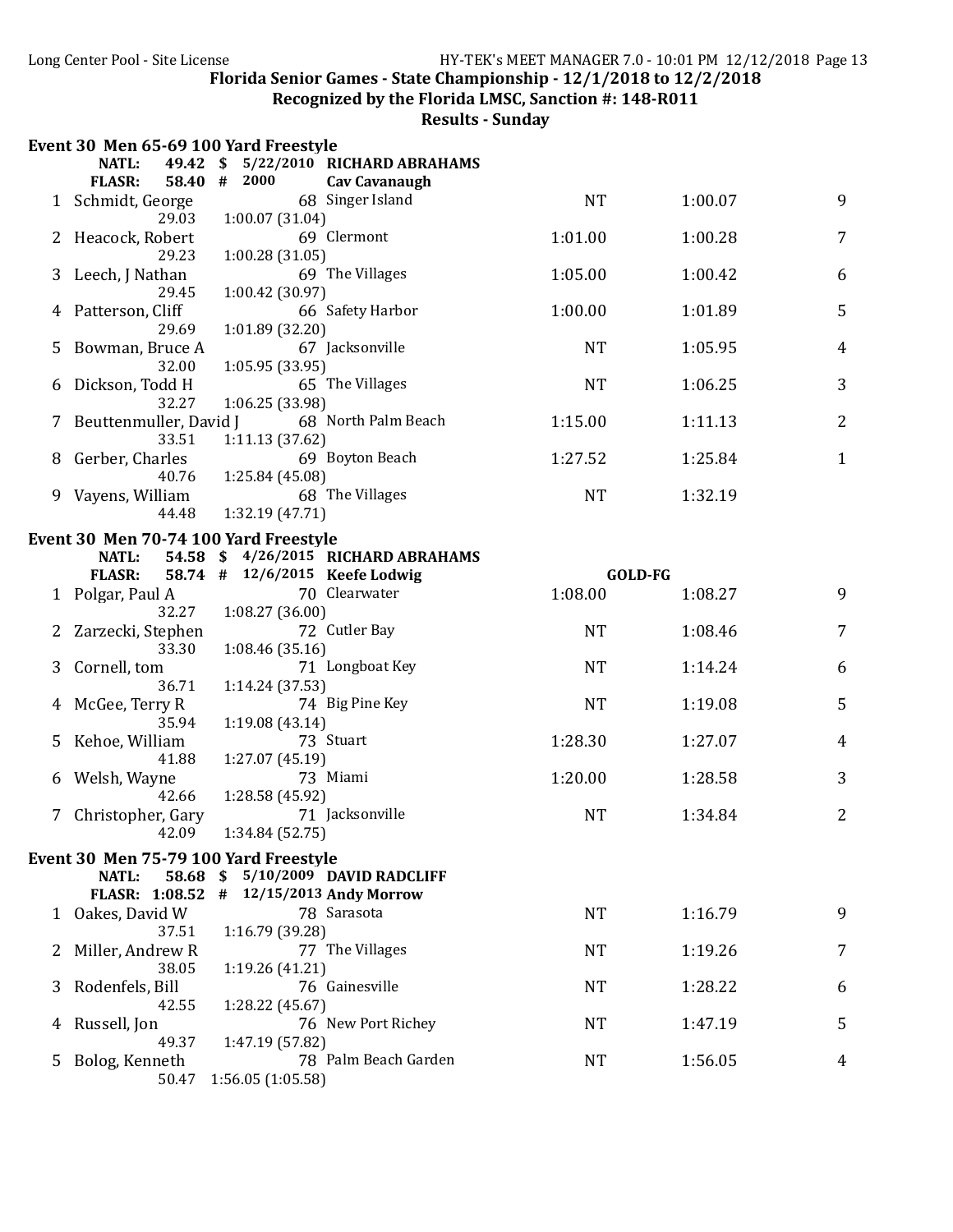**Florida Senior Games - State Championship - 12/1/2018 to 12/2/2018**

**Recognized by the Florida LMSC, Sanction #: 148-R011**

**Results - Sunday**

## Event 30 Men 65-69 100 Yard Freestyle

NATL: 49.42 $ 5/22/2010 RICHARD ABRAHAMS
FLASR: 58.40 # 2000 Cav Cavanaugh

| Place | Name | Age | Team | Seed Time | Finals Time | Points |
|---|---|---|---|---|---|---|
| 1 | Schmidt, George | 68 | Singer Island | NT | 1:00.07 | 9 |
| | 29.03 | 1:00.07 (31.04) | | | | |
| 2 | Heacock, Robert | 69 | Clermont | 1:01.00 | 1:00.28 | 7 |
| | 29.23 | 1:00.28 (31.05) | | | | |
| 3 | Leech, J Nathan | 69 | The Villages | 1:05.00 | 1:00.42 | 6 |
| | 29.45 | 1:00.42 (30.97) | | | | |
| 4 | Patterson, Cliff | 66 | Safety Harbor | 1:00.00 | 1:01.89 | 5 |
| | 29.69 | 1:01.89 (32.20) | | | | |
| 5 | Bowman, Bruce A | 67 | Jacksonville | NT | 1:05.95 | 4 |
| | 32.00 | 1:05.95 (33.95) | | | | |
| 6 | Dickson, Todd H | 65 | The Villages | NT | 1:06.25 | 3 |
| | 32.27 | 1:06.25 (33.98) | | | | |
| 7 | Beuttenmuller, David J | 68 | North Palm Beach | 1:15.00 | 1:11.13 | 2 |
| | 33.51 | 1:11.13 (37.62) | | | | |
| 8 | Gerber, Charles | 69 | Boyton Beach | 1:27.52 | 1:25.84 | 1 |
| | 40.76 | 1:25.84 (45.08) | | | | |
| 9 | Vayens, William | 68 | The Villages | NT | 1:32.19 | |
| | 44.48 | 1:32.19 (47.71) | | | | |

## Event 30 Men 70-74 100 Yard Freestyle

NATL: 54.58 $ 4/26/2015 RICHARD ABRAHAMS
FLASR: 58.74 # 12/6/2015 Keefe Lodwig — GOLD-FG

| Place | Name | Age | Team | Seed Time | Finals Time | Points |
|---|---|---|---|---|---|---|
| 1 | Polgar, Paul A | 70 | Clearwater | 1:08.00 | 1:08.27 | 9 |
| | 32.27 | 1:08.27 (36.00) | | | | |
| 2 | Zarzecki, Stephen | 72 | Cutler Bay | NT | 1:08.46 | 7 |
| | 33.30 | 1:08.46 (35.16) | | | | |
| 3 | Cornell, tom | 71 | Longboat Key | NT | 1:14.24 | 6 |
| | 36.71 | 1:14.24 (37.53) | | | | |
| 4 | McGee, Terry R | 74 | Big Pine Key | NT | 1:19.08 | 5 |
| | 35.94 | 1:19.08 (43.14) | | | | |
| 5 | Kehoe, William | 73 | Stuart | 1:28.30 | 1:27.07 | 4 |
| | 41.88 | 1:27.07 (45.19) | | | | |
| 6 | Welsh, Wayne | 73 | Miami | 1:20.00 | 1:28.58 | 3 |
| | 42.66 | 1:28.58 (45.92) | | | | |
| 7 | Christopher, Gary | 71 | Jacksonville | NT | 1:34.84 | 2 |
| | 42.09 | 1:34.84 (52.75) | | | | |

## Event 30 Men 75-79 100 Yard Freestyle

NATL: 58.68 $ 5/10/2009 DAVID RADCLIFF
FLASR: 1:08.52 # 12/15/2013 Andy Morrow

| Place | Name | Age | Team | Seed Time | Finals Time | Points |
|---|---|---|---|---|---|---|
| 1 | Oakes, David W | 78 | Sarasota | NT | 1:16.79 | 9 |
| | 37.51 | 1:16.79 (39.28) | | | | |
| 2 | Miller, Andrew R | 77 | The Villages | NT | 1:19.26 | 7 |
| | 38.05 | 1:19.26 (41.21) | | | | |
| 3 | Rodenfels, Bill | 76 | Gainesville | NT | 1:28.22 | 6 |
| | 42.55 | 1:28.22 (45.67) | | | | |
| 4 | Russell, Jon | 76 | New Port Richey | NT | 1:47.19 | 5 |
| | 49.37 | 1:47.19 (57.82) | | | | |
| 5 | Bolog, Kenneth | 78 | Palm Beach Garden | NT | 1:56.05 | 4 |
| | 50.47 | 1:56.05 (1:05.58) | | | | |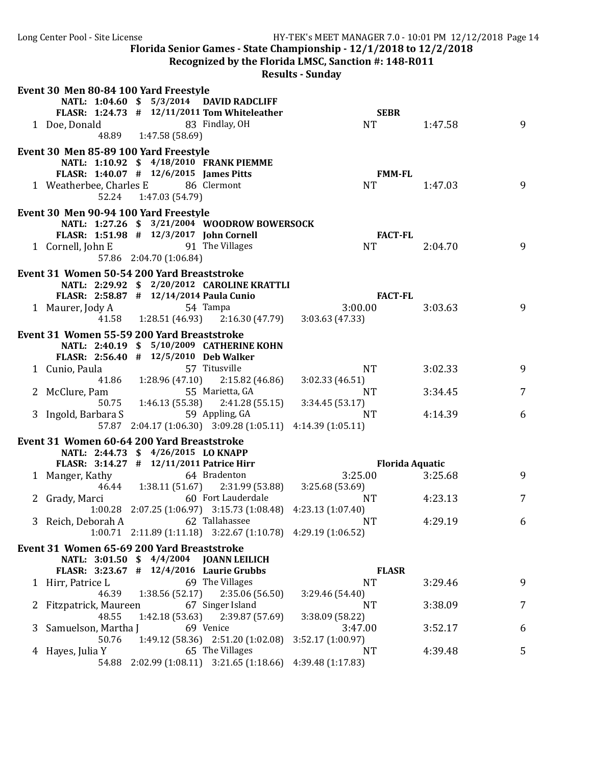Florida Senior Games - State Championship - 12/1/2018 to 12/2/2018

Recognized by the Florida LMSC, Sanction #: 148-R011

Results - Sunday

### Event 30 Men 80-84 100 Yard Freestyle

NATL: 1:04.60 $ 5/3/2014 DAVID RADCLIFF

FLASR: 1:24.73 # 12/11/2011 Tom Whiteleather SEBR

| Place | Name | Age | Team | Seed Time | Finals Time | Points |
|---|---|---|---|---|---|---|
| 1 | Doe, Donald | 83 | Findlay, OH | NT | 1:47.58 | 9 |
| | 48.89 | 1:47.58 (58.69) | | | | |

### Event 30 Men 85-89 100 Yard Freestyle

NATL: 1:10.92 $ 4/18/2010 FRANK PIEMME

FLASR: 1:40.07 # 12/6/2015 James Pitts FMM-FL

| Place | Name | Age | Team | Seed Time | Finals Time | Points |
|---|---|---|---|---|---|---|
| 1 | Weatherbee, Charles E | 86 | Clermont | NT | 1:47.03 | 9 |
| | 52.24 | 1:47.03 (54.79) | | | | |

### Event 30 Men 90-94 100 Yard Freestyle

NATL: 1:27.26 $ 3/21/2004 WOODROW BOWERSOCK

FLASR: 1:51.98 # 12/3/2017 John Cornell FACT-FL

| Place | Name | Age | Team | Seed Time | Finals Time | Points |
|---|---|---|---|---|---|---|
| 1 | Cornell, John E | 91 | The Villages | NT | 2:04.70 | 9 |
| | 57.86 | 2:04.70 (1:06.84) | | | | |

### Event 31 Women 50-54 200 Yard Breaststroke

NATL: 2:29.92 $ 2/20/2012 CAROLINE KRATTLI

FLASR: 2:58.87 # 12/14/2014 Paula Cunio FACT-FL

| Place | Name | Age | Team | Seed Time | Finals Time | Points |
|---|---|---|---|---|---|---|
| 1 | Maurer, Jody A | 54 | Tampa | 3:00.00 | 3:03.63 | 9 |
| | 41.58 | 1:28.51 (46.93) | 2:16.30 (47.79) | 3:03.63 (47.33) | | |

### Event 31 Women 55-59 200 Yard Breaststroke

NATL: 2:40.19 $ 5/10/2009 CATHERINE KOHN

FLASR: 2:56.40 # 12/5/2010 Deb Walker

| Place | Name | Age | Team | Seed Time | Finals Time | Points |
|---|---|---|---|---|---|---|
| 1 | Cunio, Paula | 57 | Titusville | NT | 3:02.33 | 9 |
| | 41.86 | 1:28.96 (47.10) | 2:15.82 (46.86) | 3:02.33 (46.51) | | |
| 2 | McClure, Pam | 55 | Marietta, GA | NT | 3:34.45 | 7 |
| | 50.75 | 1:46.13 (55.38) | 2:41.28 (55.15) | 3:34.45 (53.17) | | |
| 3 | Ingold, Barbara S | 59 | Appling, GA | NT | 4:14.39 | 6 |
| | 57.87 | 2:04.17 (1:06.30) | 3:09.28 (1:05.11) | 4:14.39 (1:05.11) | | |

### Event 31 Women 60-64 200 Yard Breaststroke

NATL: 2:44.73 $ 4/26/2015 LO KNAPP

FLASR: 3:14.27 # 12/11/2011 Patrice Hirr Florida Aquatic

| Place | Name | Age | Team | Seed Time | Finals Time | Points |
|---|---|---|---|---|---|---|
| 1 | Manger, Kathy | 64 | Bradenton | 3:25.00 | 3:25.68 | 9 |
| | 46.44 | 1:38.11 (51.67) | 2:31.99 (53.88) | 3:25.68 (53.69) | | |
| 2 | Grady, Marci | 60 | Fort Lauderdale | NT | 4:23.13 | 7 |
| | 1:00.28 | 2:07.25 (1:06.97) | 3:15.73 (1:08.48) | 4:23.13 (1:07.40) | | |
| 3 | Reich, Deborah A | 62 | Tallahassee | NT | 4:29.19 | 6 |
| | 1:00.71 | 2:11.89 (1:11.18) | 3:22.67 (1:10.78) | 4:29.19 (1:06.52) | | |

### Event 31 Women 65-69 200 Yard Breaststroke

NATL: 3:01.50 $ 4/4/2004 JOANN LEILICH

FLASR: 3:23.67 # 12/4/2016 Laurie Grubbs FLASR

| Place | Name | Age | Team | Seed Time | Finals Time | Points |
|---|---|---|---|---|---|---|
| 1 | Hirr, Patrice L | 69 | The Villages | NT | 3:29.46 | 9 |
| | 46.39 | 1:38.56 (52.17) | 2:35.06 (56.50) | 3:29.46 (54.40) | | |
| 2 | Fitzpatrick, Maureen | 67 | Singer Island | NT | 3:38.09 | 7 |
| | 48.55 | 1:42.18 (53.63) | 2:39.87 (57.69) | 3:38.09 (58.22) | | |
| 3 | Samuelson, Martha J | 69 | Venice | 3:47.00 | 3:52.17 | 6 |
| | 50.76 | 1:49.12 (58.36) | 2:51.20 (1:02.08) | 3:52.17 (1:00.97) | | |
| 4 | Hayes, Julia Y | 65 | The Villages | NT | 4:39.48 | 5 |
| | 54.88 | 2:02.99 (1:08.11) | 3:21.65 (1:18.66) | 4:39.48 (1:17.83) | | |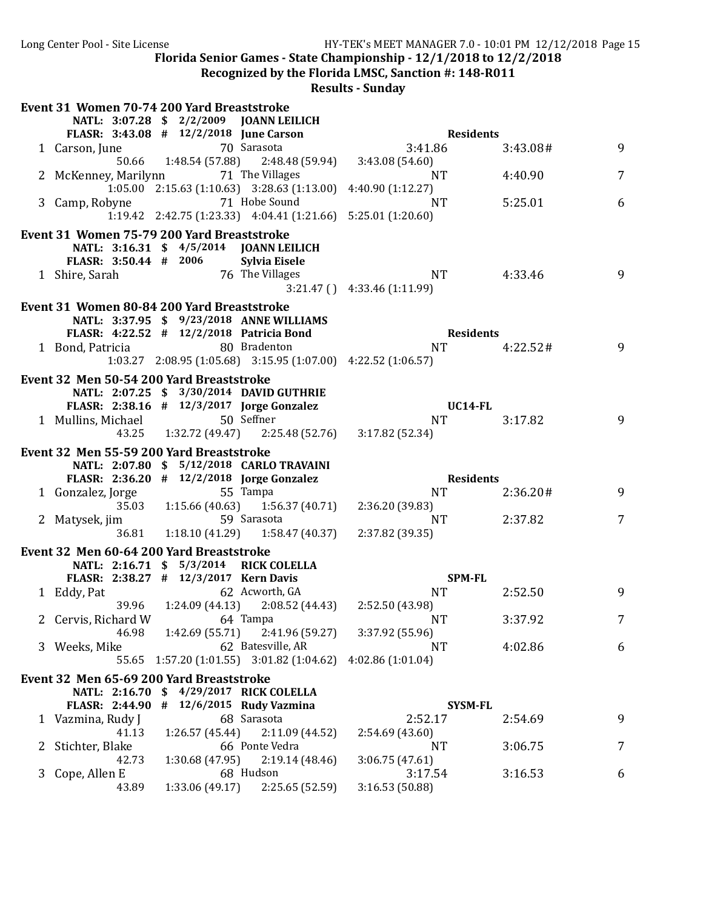Florida Senior Games - State Championship - 12/1/2018 to 12/2/2018

Recognized by the Florida LMSC, Sanction #: 148-R011

Results - Sunday

### Event 31 Women 70-74 200 Yard Breaststroke

NATL: 3:07.28 $ 2/2/2009 JOANN LEILICH

FLASR: 3:43.08 # 12/2/2018 June Carson Residents

| Place | Name | Age | Team | Seed Time | Finals Time | Points |
|---|---|---|---|---|---|---|
| 1 | Carson, June | 70 | Sarasota | 3:41.86 | 3:43.08# | 9 |
| | 50.66 | 1:48.54 (57.88) | 2:48.48 (59.94) | 3:43.08 (54.60) | | |
| 2 | McKenney, Marilynn | 71 | The Villages | NT | 4:40.90 | 7 |
| | 1:05.00 | 2:15.63 (1:10.63) | 3:28.63 (1:13.00) | 4:40.90 (1:12.27) | | |
| 3 | Camp, Robyne | 71 | Hobe Sound | NT | 5:25.01 | 6 |
| | 1:19.42 | 2:42.75 (1:23.33) | 4:04.41 (1:21.66) | 5:25.01 (1:20.60) | | |

### Event 31 Women 75-79 200 Yard Breaststroke

NATL: 3:16.31 $ 4/5/2014 JOANN LEILICH

FLASR: 3:50.44 # 2006 Sylvia Eisele

| Place | Name | Age | Team | Seed Time | Finals Time | Points |
|---|---|---|---|---|---|---|
| 1 | Shire, Sarah | 76 | The Villages | NT | 4:33.46 | 9 |
| | | | 3:21.47 () | 4:33.46 (1:11.99) | | |

### Event 31 Women 80-84 200 Yard Breaststroke

NATL: 3:37.95 $ 9/23/2018 ANNE WILLIAMS

FLASR: 4:22.52 # 12/2/2018 Patricia Bond Residents

| Place | Name | Age | Team | Seed Time | Finals Time | Points |
|---|---|---|---|---|---|---|
| 1 | Bond, Patricia | 80 | Bradenton | NT | 4:22.52# | 9 |
| | 1:03.27 | 2:08.95 (1:05.68) | 3:15.95 (1:07.00) | 4:22.52 (1:06.57) | | |

### Event 32 Men 50-54 200 Yard Breaststroke

NATL: 2:07.25 $ 3/30/2014 DAVID GUTHRIE

FLASR: 2:38.16 # 12/3/2017 Jorge Gonzalez UC14-FL

| Place | Name | Age | Team | Seed Time | Finals Time | Points |
|---|---|---|---|---|---|---|
| 1 | Mullins, Michael | 50 | Seffner | NT | 3:17.82 | 9 |
| | 43.25 | 1:32.72 (49.47) | 2:25.48 (52.76) | 3:17.82 (52.34) | | |

### Event 32 Men 55-59 200 Yard Breaststroke

NATL: 2:07.80 $ 5/12/2018 CARLO TRAVAINI

FLASR: 2:36.20 # 12/2/2018 Jorge Gonzalez Residents

| Place | Name | Age | Team | Seed Time | Finals Time | Points |
|---|---|---|---|---|---|---|
| 1 | Gonzalez, Jorge | 55 | Tampa | NT | 2:36.20# | 9 |
| | 35.03 | 1:15.66 (40.63) | 1:56.37 (40.71) | 2:36.20 (39.83) | | |
| 2 | Matysek, jim | 59 | Sarasota | NT | 2:37.82 | 7 |
| | 36.81 | 1:18.10 (41.29) | 1:58.47 (40.37) | 2:37.82 (39.35) | | |

### Event 32 Men 60-64 200 Yard Breaststroke

NATL: 2:16.71 $ 5/3/2014 RICK COLELLA

FLASR: 2:38.27 # 12/3/2017 Kern Davis SPM-FL

| Place | Name | Age | Team | Seed Time | Finals Time | Points |
|---|---|---|---|---|---|---|
| 1 | Eddy, Pat | 62 | Acworth, GA | NT | 2:52.50 | 9 |
| | 39.96 | 1:24.09 (44.13) | 2:08.52 (44.43) | 2:52.50 (43.98) | | |
| 2 | Cervis, Richard W | 64 | Tampa | NT | 3:37.92 | 7 |
| | 46.98 | 1:42.69 (55.71) | 2:41.96 (59.27) | 3:37.92 (55.96) | | |
| 3 | Weeks, Mike | 62 | Batesville, AR | NT | 4:02.86 | 6 |
| | 55.65 | 1:57.20 (1:01.55) | 3:01.82 (1:04.62) | 4:02.86 (1:01.04) | | |

### Event 32 Men 65-69 200 Yard Breaststroke

NATL: 2:16.70 $ 4/29/2017 RICK COLELLA

FLASR: 2:44.90 # 12/6/2015 Rudy Vazmina SYSM-FL

| Place | Name | Age | Team | Seed Time | Finals Time | Points |
|---|---|---|---|---|---|---|
| 1 | Vazmina, Rudy J | 68 | Sarasota | 2:52.17 | 2:54.69 | 9 |
| | 41.13 | 1:26.57 (45.44) | 2:11.09 (44.52) | 2:54.69 (43.60) | | |
| 2 | Stichter, Blake | 66 | Ponte Vedra | NT | 3:06.75 | 7 |
| | 42.73 | 1:30.68 (47.95) | 2:19.14 (48.46) | 3:06.75 (47.61) | | |
| 3 | Cope, Allen E | 68 | Hudson | 3:17.54 | 3:16.53 | 6 |
| | 43.89 | 1:33.06 (49.17) | 2:25.65 (52.59) | 3:16.53 (50.88) | | |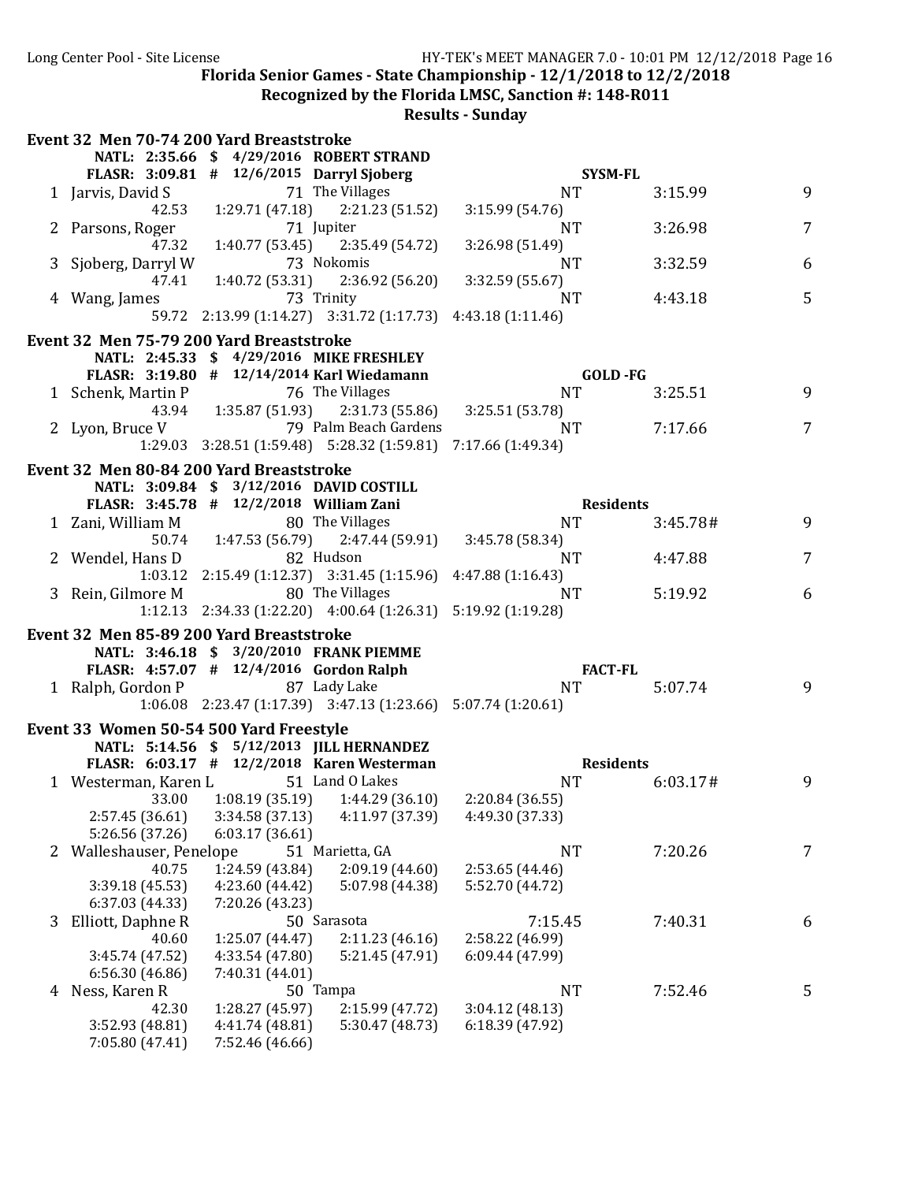Florida Senior Games - State Championship - 12/1/2018 to 12/2/2018

Recognized by the Florida LMSC, Sanction #: 148-R011

**Results - Sunday**

### Event 32 Men 70-74 200 Yard Breaststroke

NATL: 2:35.66 $ 4/29/2016 ROBERT STRAND

FLASR: 3:09.81 # 12/6/2015 Darryl Sjoberg SYSM-FL

| Place | Name | Age | Team | Seed Time | Finals Time | Points |
|---|---|---|---|---|---|---|
| 1 | Jarvis, David S | 71 | The Villages | NT | 3:15.99 | 9 |
| | 42.53 | 1:29.71 (47.18) | 2:21.23 (51.52) | 3:15.99 (54.76) | | |
| 2 | Parsons, Roger | 71 | Jupiter | NT | 3:26.98 | 7 |
| | 47.32 | 1:40.77 (53.45) | 2:35.49 (54.72) | 3:26.98 (51.49) | | |
| 3 | Sjoberg, Darryl W | 73 | Nokomis | NT | 3:32.59 | 6 |
| | 47.41 | 1:40.72 (53.31) | 2:36.92 (56.20) | 3:32.59 (55.67) | | |
| 4 | Wang, James | 73 | Trinity | NT | 4:43.18 | 5 |
| | 59.72 | 2:13.99 (1:14.27) | 3:31.72 (1:17.73) | 4:43.18 (1:11.46) | | |

### Event 32 Men 75-79 200 Yard Breaststroke

NATL: 2:45.33 $ 4/29/2016 MIKE FRESHLEY

FLASR: 3:19.80 # 12/14/2014 Karl Wiedamann GOLD -FG

| Place | Name | Age | Team | Seed Time | Finals Time | Points |
|---|---|---|---|---|---|---|
| 1 | Schenk, Martin P | 76 | The Villages | NT | 3:25.51 | 9 |
| | 43.94 | 1:35.87 (51.93) | 2:31.73 (55.86) | 3:25.51 (53.78) | | |
| 2 | Lyon, Bruce V | 79 | Palm Beach Gardens | NT | 7:17.66 | 7 |
| | 1:29.03 | 3:28.51 (1:59.48) | 5:28.32 (1:59.81) | 7:17.66 (1:49.34) | | |

### Event 32 Men 80-84 200 Yard Breaststroke

NATL: 3:09.84 $ 3/12/2016 DAVID COSTILL

FLASR: 3:45.78 # 12/2/2018 William Zani Residents

| Place | Name | Age | Team | Seed Time | Finals Time | Points |
|---|---|---|---|---|---|---|
| 1 | Zani, William M | 80 | The Villages | NT | 3:45.78# | 9 |
| | 50.74 | 1:47.53 (56.79) | 2:47.44 (59.91) | 3:45.78 (58.34) | | |
| 2 | Wendel, Hans D | 82 | Hudson | NT | 4:47.88 | 7 |
| | 1:03.12 | 2:15.49 (1:12.37) | 3:31.45 (1:15.96) | 4:47.88 (1:16.43) | | |
| 3 | Rein, Gilmore M | 80 | The Villages | NT | 5:19.92 | 6 |
| | 1:12.13 | 2:34.33 (1:22.20) | 4:00.64 (1:26.31) | 5:19.92 (1:19.28) | | |

### Event 32 Men 85-89 200 Yard Breaststroke

NATL: 3:46.18 $ 3/20/2010 FRANK PIEMME

FLASR: 4:57.07 # 12/4/2016 Gordon Ralph FACT-FL

| Place | Name | Age | Team | Seed Time | Finals Time | Points |
|---|---|---|---|---|---|---|
| 1 | Ralph, Gordon P | 87 | Lady Lake | NT | 5:07.74 | 9 |
| | 1:06.08 | 2:23.47 (1:17.39) | 3:47.13 (1:23.66) | 5:07.74 (1:20.61) | | |

### Event 33 Women 50-54 500 Yard Freestyle

NATL: 5:14.56 $ 5/12/2013 JILL HERNANDEZ

FLASR: 6:03.17 # 12/2/2018 Karen Westerman Residents

| Place | Name | Age | Team | Seed Time | Finals Time | Points |
|---|---|---|---|---|---|---|
| 1 | Westerman, Karen L | 51 | Land O Lakes | NT | 6:03.17# | 9 |
| | 33.00 | 1:08.19 (35.19) | 1:44.29 (36.10) | 2:20.84 (36.55) | | |
| | 2:57.45 (36.61) | 3:34.58 (37.13) | 4:11.97 (37.39) | 4:49.30 (37.33) | | |
| | 5:26.56 (37.26) | 6:03.17 (36.61) | | | | |
| 2 | Walleshauser, Penelope | 51 | Marietta, GA | NT | 7:20.26 | 7 |
| | 40.75 | 1:24.59 (43.84) | 2:09.19 (44.60) | 2:53.65 (44.46) | | |
| | 3:39.18 (45.53) | 4:23.60 (44.42) | 5:07.98 (44.38) | 5:52.70 (44.72) | | |
| | 6:37.03 (44.33) | 7:20.26 (43.23) | | | | |
| 3 | Elliott, Daphne R | 50 | Sarasota | 7:15.45 | 7:40.31 | 6 |
| | 40.60 | 1:25.07 (44.47) | 2:11.23 (46.16) | 2:58.22 (46.99) | | |
| | 3:45.74 (47.52) | 4:33.54 (47.80) | 5:21.45 (47.91) | 6:09.44 (47.99) | | |
| | 6:56.30 (46.86) | 7:40.31 (44.01) | | | | |
| 4 | Ness, Karen R | 50 | Tampa | NT | 7:52.46 | 5 |
| | 42.30 | 1:28.27 (45.97) | 2:15.99 (47.72) | 3:04.12 (48.13) | | |
| | 3:52.93 (48.81) | 4:41.74 (48.81) | 5:30.47 (48.73) | 6:18.39 (47.92) | | |
| | 7:05.80 (47.41) | 7:52.46 (46.66) | | | | |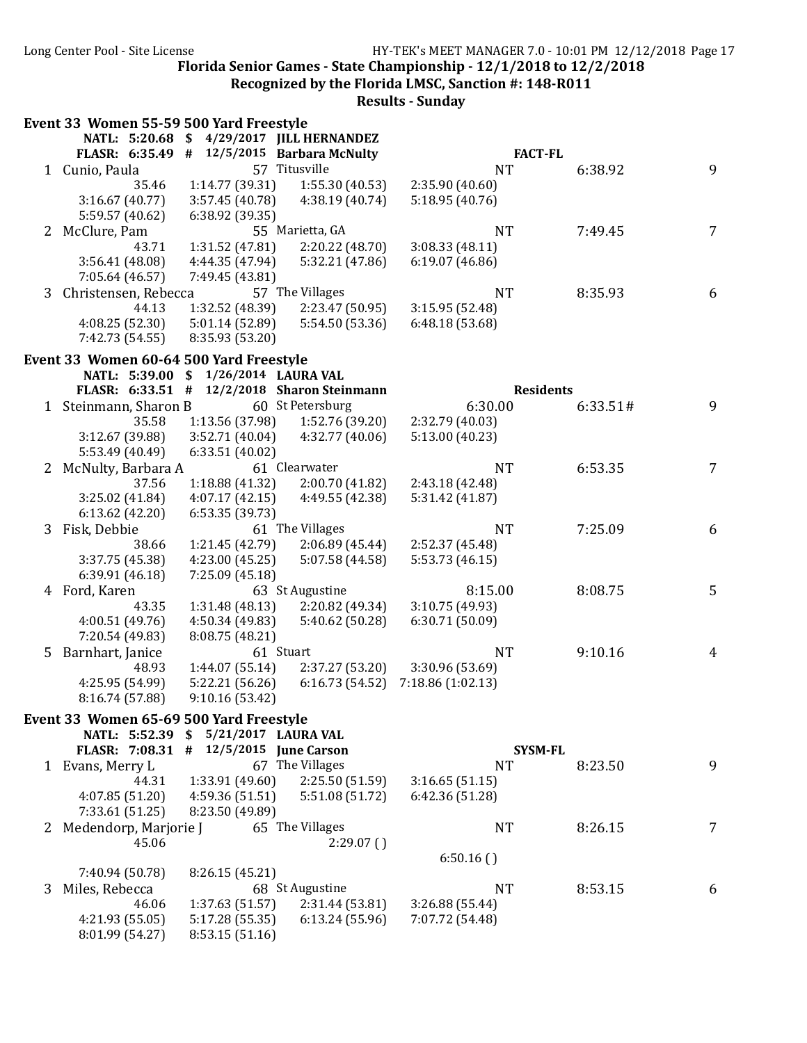Florida Senior Games - State Championship - 12/1/2018 to 12/2/2018

Recognized by the Florida LMSC, Sanction #: 148-R011

Results - Sunday

## Event 33 Women 55-59 500 Yard Freestyle

NATL: 5:20.68 $ 4/29/2017 JILL HERNANDEZ
FLASR: 6:35.49 # 12/5/2015 Barbara McNulty FACT-FL

```
  1 Cunio, Paula                57 Titusville               NT        6:38.92      9
            35.46   1:14.77 (39.31)  1:55.30 (40.53)  2:35.90 (40.60)
  3:16.67 (40.77)   3:57.45 (40.78)  4:38.19 (40.74)  5:18.95 (40.76)
  5:59.57 (40.62)   6:38.92 (39.35)
  2 McClure, Pam                55 Marietta, GA             NT        7:49.45      7
            43.71   1:31.52 (47.81)  2:20.22 (48.70)  3:08.33 (48.11)
  3:56.41 (48.08)   4:44.35 (47.94)  5:32.21 (47.86)  6:19.07 (46.86)
  7:05.64 (46.57)   7:49.45 (43.81)
  3 Christensen, Rebecca        57 The Villages             NT        8:35.93      6
            44.13   1:32.52 (48.39)  2:23.47 (50.95)  3:15.95 (52.48)
  4:08.25 (52.30)   5:01.14 (52.89)  5:54.50 (53.36)  6:48.18 (53.68)
  7:42.73 (54.55)   8:35.93 (53.20)
```

## Event 33 Women 60-64 500 Yard Freestyle

NATL: 5:39.00 $ 1/26/2014 LAURA VAL
FLASR: 6:33.51 # 12/2/2018 Sharon Steinmann Residents

```
  1 Steinmann, Sharon B         60 St Petersburg          6:30.00     6:33.51#     9
            35.58   1:13.56 (37.98)  1:52.76 (39.20)  2:32.79 (40.03)
  3:12.67 (39.88)   3:52.71 (40.04)  4:32.77 (40.06)  5:13.00 (40.23)
  5:53.49 (40.49)   6:33.51 (40.02)
  2 McNulty, Barbara A          61 Clearwater               NT        6:53.35      7
            37.56   1:18.88 (41.32)  2:00.70 (41.82)  2:43.18 (42.48)
  3:25.02 (41.84)   4:07.17 (42.15)  4:49.55 (42.38)  5:31.42 (41.87)
  6:13.62 (42.20)   6:53.35 (39.73)
  3 Fisk, Debbie                61 The Villages             NT        7:25.09      6
            38.66   1:21.45 (42.79)  2:06.89 (45.44)  2:52.37 (45.48)
  3:37.75 (45.38)   4:23.00 (45.25)  5:07.58 (44.58)  5:53.73 (46.15)
  6:39.91 (46.18)   7:25.09 (45.18)
  4 Ford, Karen                 63 St Augustine           8:15.00     8:08.75      5
            43.35   1:31.48 (48.13)  2:20.82 (49.34)  3:10.75 (49.93)
  4:00.51 (49.76)   4:50.34 (49.83)  5:40.62 (50.28)  6:30.71 (50.09)
  7:20.54 (49.83)   8:08.75 (48.21)
  5 Barnhart, Janice            61 Stuart                   NT        9:10.16      4
            48.93   1:44.07 (55.14)  2:37.27 (53.20)  3:30.96 (53.69)
  4:25.95 (54.99)   5:22.21 (56.26)  6:16.73 (54.52)  7:18.86 (1:02.13)
  8:16.74 (57.88)   9:10.16 (53.42)
```

## Event 33 Women 65-69 500 Yard Freestyle

NATL: 5:52.39 $ 5/21/2017 LAURA VAL
FLASR: 7:08.31 # 12/5/2015 June Carson SYSM-FL

```
  1 Evans, Merry L              67 The Villages             NT        8:23.50      9
            44.31   1:33.91 (49.60)  2:25.50 (51.59)  3:16.65 (51.15)
  4:07.85 (51.20)   4:59.36 (51.51)  5:51.08 (51.72)  6:42.36 (51.28)
  7:33.61 (51.25)   8:23.50 (49.89)
  2 Medendorp, Marjorie J       65 The Villages             NT        8:26.15      7
            45.06                    2:29.07 ()
                                                      6:50.16 ()
  7:40.94 (50.78)   8:26.15 (45.21)
  3 Miles, Rebecca              68 St Augustine             NT        8:53.15      6
            46.06   1:37.63 (51.57)  2:31.44 (53.81)  3:26.88 (55.44)
  4:21.93 (55.05)   5:17.28 (55.35)  6:13.24 (55.96)  7:07.72 (54.48)
  8:01.99 (54.27)   8:53.15 (51.16)
```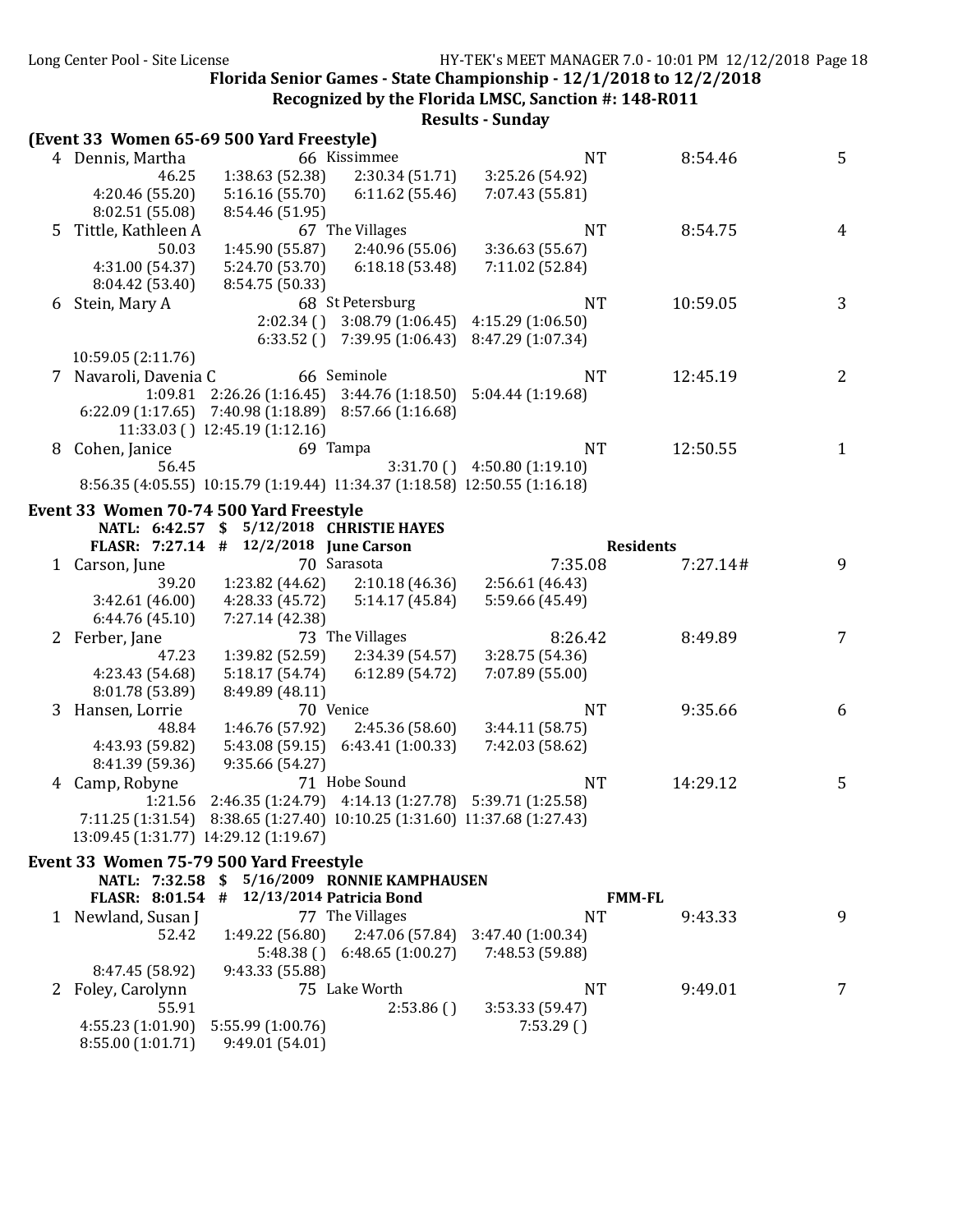Florida Senior Games - State Championship - 12/1/2018 to 12/2/2018

Recognized by the Florida LMSC, Sanction #: 148-R011

Results - Sunday

**(Event 33 Women 65-69 500 Yard Freestyle)**

```
  4 Dennis, Martha                66 Kissimmee                        NT          8:54.46         5
              46.25     1:38.63 (52.38)     2:30.34 (51.71)     3:25.26 (54.92)
    4:20.46 (55.20)     5:16.16 (55.70)     6:11.62 (55.46)     7:07.43 (55.81)
    8:02.51 (55.08)     8:54.46 (51.95)
  5 Tittle, Kathleen A            67 The Villages                     NT          8:54.75         4
              50.03     1:45.90 (55.87)     2:40.96 (55.06)     3:36.63 (55.67)
    4:31.00 (54.37)     5:24.70 (53.70)     6:18.18 (53.48)     7:11.02 (52.84)
    8:04.42 (53.40)     8:54.75 (50.33)
  6 Stein, Mary A                 68 St Petersburg                    NT         10:59.05         3
                        2:02.34 ()  3:08.79 (1:06.45)  4:15.29 (1:06.50)
                        6:33.52 ()  7:39.95 (1:06.43)  8:47.29 (1:07.34)
    10:59.05 (2:11.76)
  7 Navaroli, Davenia C           66 Seminole                         NT         12:45.19         2
              1:09.81  2:26.26 (1:16.45)  3:44.76 (1:18.50)  5:04.44 (1:19.68)
    6:22.09 (1:17.65)  7:40.98 (1:18.89)  8:57.66 (1:16.68)
    11:33.03 ()  12:45.19 (1:12.16)
  8 Cohen, Janice                 69 Tampa                            NT         12:50.55         1
              56.45                          3:31.70 ()  4:50.80 (1:19.10)
    8:56.35 (4:05.55)  10:15.79 (1:19.44)  11:34.37 (1:18.58)  12:50.55 (1:16.18)
```

**Event 33 Women 70-74 500 Yard Freestyle**

```
      NATL:  6:42.57  $   5/12/2018  CHRISTIE HAYES
     FLASR:  7:27.14  #   12/2/2018  June Carson                     Residents
  1 Carson, June                  70 Sarasota                    7:35.08         7:27.14#        9
              39.20     1:23.82 (44.62)     2:10.18 (46.36)     2:56.61 (46.43)
    3:42.61 (46.00)     4:28.33 (45.72)     5:14.17 (45.84)     5:59.66 (45.49)
    6:44.76 (45.10)     7:27.14 (42.38)
  2 Ferber, Jane                  73 The Villages                8:26.42         8:49.89         7
              47.23     1:39.82 (52.59)     2:34.39 (54.57)     3:28.75 (54.36)
    4:23.43 (54.68)     5:18.17 (54.74)     6:12.89 (54.72)     7:07.89 (55.00)
    8:01.78 (53.89)     8:49.89 (48.11)
  3 Hansen, Lorrie                70 Venice                           NT          9:35.66         6
              48.84     1:46.76 (57.92)     2:45.36 (58.60)     3:44.11 (58.75)
    4:43.93 (59.82)     5:43.08 (59.15)     6:43.41 (1:00.33)   7:42.03 (58.62)
    8:41.39 (59.36)     9:35.66 (54.27)
  4 Camp, Robyne                  71 Hobe Sound                       NT         14:29.12         5
              1:21.56  2:46.35 (1:24.79)  4:14.13 (1:27.78)  5:39.71 (1:25.58)
    7:11.25 (1:31.54)  8:38.65 (1:27.40)  10:10.25 (1:31.60)  11:37.68 (1:27.43)
    13:09.45 (1:31.77)  14:29.12 (1:19.67)
```

**Event 33 Women 75-79 500 Yard Freestyle**

```
      NATL:  7:32.58  $   5/16/2009  RONNIE KAMPHAUSEN
     FLASR:  8:01.54  #   12/13/2014 Patricia Bond                   FMM-FL
  1 Newland, Susan J              77 The Villages                     NT          9:43.33         9
              52.42     1:49.22 (56.80)     2:47.06 (57.84)     3:47.40 (1:00.34)
                        5:48.38 ()  6:48.65 (1:00.27)      7:48.53 (59.88)
    8:47.45 (58.92)     9:43.33 (55.88)
  2 Foley, Carolynn               75 Lake Worth                       NT          9:49.01         7
              55.91                         2:53.86 ()     3:53.33 (59.47)
    4:55.23 (1:01.90)   5:55.99 (1:00.76)                  7:53.29 ()
    8:55.00 (1:01.71)   9:49.01 (54.01)
```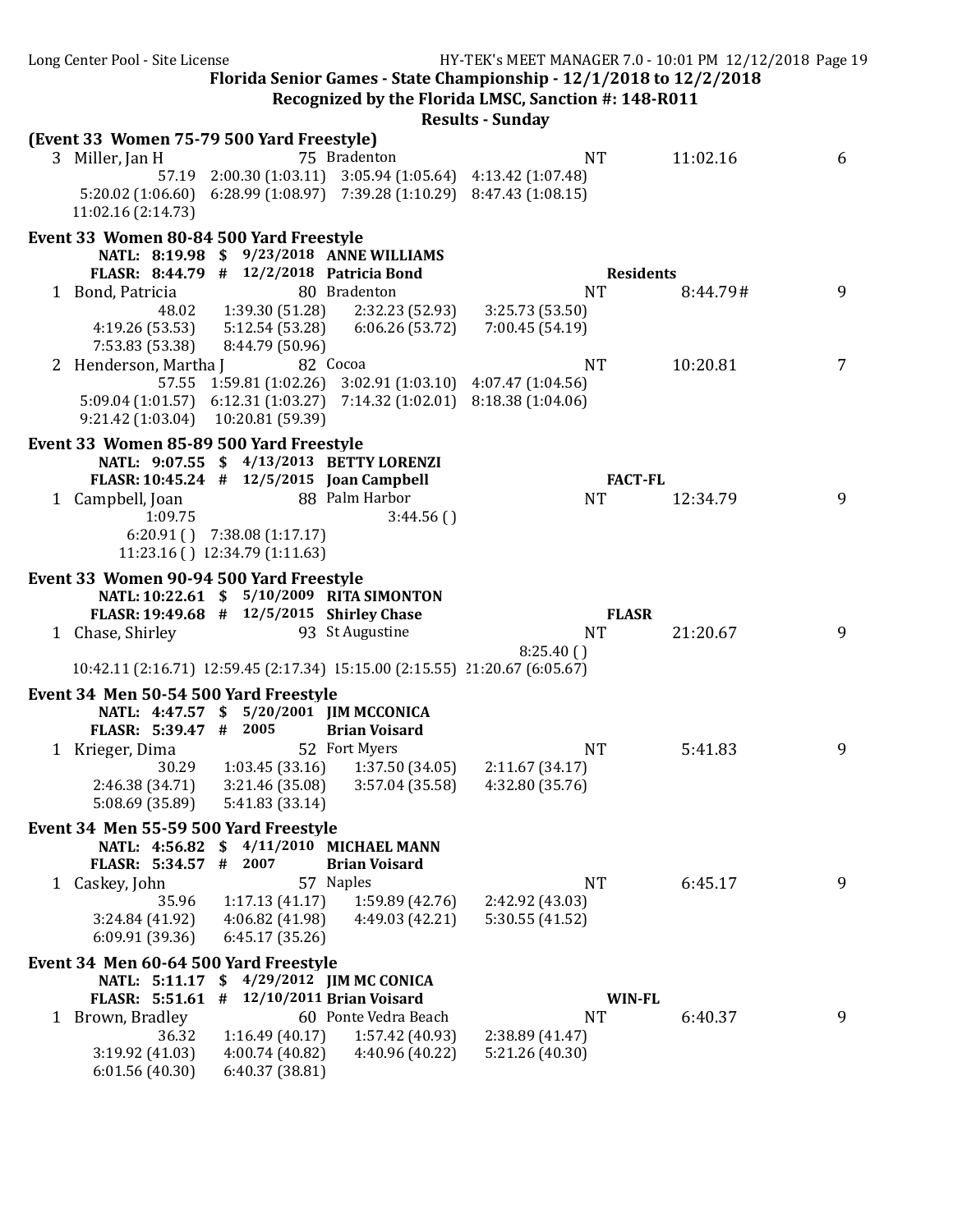Florida Senior Games - State Championship - 12/1/2018 to 12/2/2018

Recognized by the Florida LMSC, Sanction #: 148-R011

Results - Sunday

**(Event 33 Women 75-79 500 Yard Freestyle)**

```
  3 Miller, Jan H                    75 Bradenton                      NT        11:02.16       6
                 57.19  2:00.30 (1:03.11)  3:05.94 (1:05.64)  4:13.42 (1:07.48)
     5:20.02 (1:06.60)  6:28.99 (1:08.97)  7:39.28 (1:10.29)  8:47.43 (1:08.15)
    11:02.16 (2:14.73)
```

**Event 33 Women 80-84 500 Yard Freestyle**

```
        NATL:  8:19.98  $  9/23/2018  ANNE WILLIAMS
        FLASR: 8:44.79  #  12/2/2018  Patricia Bond               Residents
  1 Bond, Patricia                   80 Bradenton                      NT         8:44.79#      9
                 48.02     1:39.30 (51.28)     2:32.23 (52.93)     3:25.73 (53.50)
       4:19.26 (53.53)     5:12.54 (53.28)     6:06.26 (53.72)     7:00.45 (54.19)
       7:53.83 (53.38)     8:44.79 (50.96)
  2 Henderson, Martha J              82 Cocoa                          NT        10:20.81       7
                 57.55  1:59.81 (1:02.26)  3:02.91 (1:03.10)  4:07.47 (1:04.56)
     5:09.04 (1:01.57)  6:12.31 (1:03.27)  7:14.32 (1:02.01)  8:18.38 (1:04.06)
     9:21.42 (1:03.04)  10:20.81 (59.39)
```

**Event 33 Women 85-89 500 Yard Freestyle**

```
        NATL:  9:07.55  $  4/13/2013  BETTY LORENZI
        FLASR: 10:45.24 #  12/5/2015  Joan Campbell               FACT-FL
  1 Campbell, Joan                   88 Palm Harbor                    NT        12:34.79       9
               1:09.75                            3:44.56 ()
            6:20.91 ()  7:38.08 (1:17.17)
           11:23.16 ()  12:34.79 (1:11.63)
```

**Event 33 Women 90-94 500 Yard Freestyle**

```
        NATL: 10:22.61  $  5/10/2009  RITA SIMONTON
        FLASR: 19:49.68 #  12/5/2015  Shirley Chase               FLASR
  1 Chase, Shirley                   93 St Augustine                   NT        21:20.67       9
                                                          8:25.40 ()
   10:42.11 (2:16.71) 12:59.45 (2:17.34) 15:15.00 (2:15.55) 21:20.67 (6:05.67)
```

**Event 34 Men 50-54 500 Yard Freestyle**

```
        NATL:  4:47.57  $  5/20/2001  JIM MCCONICA
        FLASR: 5:39.47  #  2005       Brian Voisard
  1 Krieger, Dima                    52 Fort Myers                     NT         5:41.83       9
                 30.29     1:03.45 (33.16)     1:37.50 (34.05)     2:11.67 (34.17)
       2:46.38 (34.71)     3:21.46 (35.08)     3:57.04 (35.58)     4:32.80 (35.76)
       5:08.69 (35.89)     5:41.83 (33.14)
```

**Event 34 Men 55-59 500 Yard Freestyle**

```
        NATL:  4:56.82  $  4/11/2010  MICHAEL MANN
        FLASR: 5:34.57  #  2007       Brian Voisard
  1 Caskey, John                     57 Naples                         NT         6:45.17       9
                 35.96     1:17.13 (41.17)     1:59.89 (42.76)     2:42.92 (43.03)
       3:24.84 (41.92)     4:06.82 (41.98)     4:49.03 (42.21)     5:30.55 (41.52)
       6:09.91 (39.36)     6:45.17 (35.26)
```

**Event 34 Men 60-64 500 Yard Freestyle**

```
        NATL:  5:11.17  $  4/29/2012  JIM MC CONICA
        FLASR: 5:51.61  #  12/10/2011 Brian Voisard               WIN-FL
  1 Brown, Bradley                   60 Ponte Vedra Beach              NT         6:40.37       9
                 36.32     1:16.49 (40.17)     1:57.42 (40.93)     2:38.89 (41.47)
       3:19.92 (41.03)     4:00.74 (40.82)     4:40.96 (40.22)     5:21.26 (40.30)
       6:01.56 (40.30)     6:40.37 (38.81)
```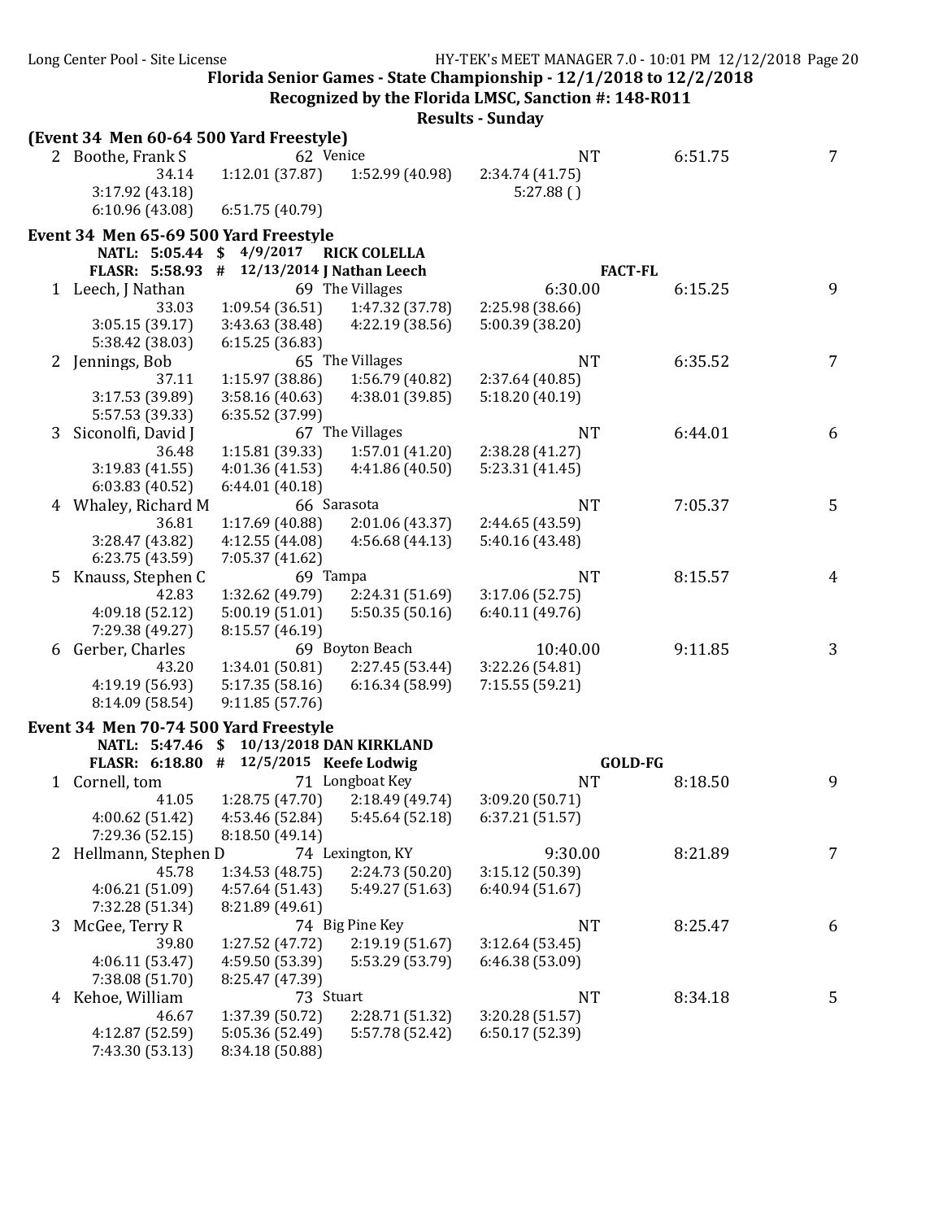Florida Senior Games - State Championship - 12/1/2018 to 12/2/2018

Recognized by the Florida LMSC, Sanction #: 148-R011

Results - Sunday

**(Event 34 Men 60-64 500 Yard Freestyle)**

```
  2 Boothe, Frank S               62 Venice                         NT        6:51.75         7
          34.14     1:12.01 (37.87)     1:52.99 (40.98)     2:34.74 (41.75)
    3:17.92 (43.18)                                              5:27.88 ( )
    6:10.96 (43.08)     6:51.75 (40.79)
```

## Event 34 Men 65-69 500 Yard Freestyle

```
        NATL:  5:05.44  $   4/9/2017    RICK COLELLA
        FLASR: 5:58.93  #   12/13/2014  J Nathan Leech                          FACT-FL
  1 Leech, J Nathan               69 The Villages                6:30.00        6:15.25         9
          33.03     1:09.54 (36.51)     1:47.32 (37.78)     2:25.98 (38.66)
    3:05.15 (39.17)     3:43.63 (38.48)     4:22.19 (38.56)     5:00.39 (38.20)
    5:38.42 (38.03)     6:15.25 (36.83)
  2 Jennings, Bob                 65 The Villages                     NT        6:35.52         7
          37.11     1:15.97 (38.86)     1:56.79 (40.82)     2:37.64 (40.85)
    3:17.53 (39.89)     3:58.16 (40.63)     4:38.01 (39.85)     5:18.20 (40.19)
    5:57.53 (39.33)     6:35.52 (37.99)
  3 Siconolfi, David J            67 The Villages                     NT        6:44.01         6
          36.48     1:15.81 (39.33)     1:57.01 (41.20)     2:38.28 (41.27)
    3:19.83 (41.55)     4:01.36 (41.53)     4:41.86 (40.50)     5:23.31 (41.45)
    6:03.83 (40.52)     6:44.01 (40.18)
  4 Whaley, Richard M             66 Sarasota                         NT        7:05.37         5
          36.81     1:17.69 (40.88)     2:01.06 (43.37)     2:44.65 (43.59)
    3:28.47 (43.82)     4:12.55 (44.08)     4:56.68 (44.13)     5:40.16 (43.48)
    6:23.75 (43.59)     7:05.37 (41.62)
  5 Knauss, Stephen C             69 Tampa                            NT        8:15.57         4
          42.83     1:32.62 (49.79)     2:24.31 (51.69)     3:17.06 (52.75)
    4:09.18 (52.12)     5:00.19 (51.01)     5:50.35 (50.16)     6:40.11 (49.76)
    7:29.38 (49.27)     8:15.57 (46.19)
  6 Gerber, Charles               69 Boyton Beach               10:40.00        9:11.85         3
          43.20     1:34.01 (50.81)     2:27.45 (53.44)     3:22.26 (54.81)
    4:19.19 (56.93)     5:17.35 (58.16)     6:16.34 (58.99)     7:15.55 (59.21)
    8:14.09 (58.54)     9:11.85 (57.76)
```

## Event 34 Men 70-74 500 Yard Freestyle

```
        NATL:  5:47.46  $   10/13/2018  DAN KIRKLAND
        FLASR: 6:18.80  #   12/5/2015   Keefe Lodwig                            GOLD-FG
  1 Cornell, tom                  71 Longboat Key                     NT        8:18.50         9
          41.05     1:28.75 (47.70)     2:18.49 (49.74)     3:09.20 (50.71)
    4:00.62 (51.42)     4:53.46 (52.84)     5:45.64 (52.18)     6:37.21 (51.57)
    7:29.36 (52.15)     8:18.50 (49.14)
  2 Hellmann, Stephen D           74 Lexington, KY               9:30.00        8:21.89         7
          45.78     1:34.53 (48.75)     2:24.73 (50.20)     3:15.12 (50.39)
    4:06.21 (51.09)     4:57.64 (51.43)     5:49.27 (51.63)     6:40.94 (51.67)
    7:32.28 (51.34)     8:21.89 (49.61)
  3 McGee, Terry R                74 Big Pine Key                     NT        8:25.47         6
          39.80     1:27.52 (47.72)     2:19.19 (51.67)     3:12.64 (53.45)
    4:06.11 (53.47)     4:59.50 (53.39)     5:53.29 (53.79)     6:46.38 (53.09)
    7:38.08 (51.70)     8:25.47 (47.39)
  4 Kehoe, William                73 Stuart                           NT        8:34.18         5
          46.67     1:37.39 (50.72)     2:28.71 (51.32)     3:20.28 (51.57)
    4:12.87 (52.59)     5:05.36 (52.49)     5:57.78 (52.42)     6:50.17 (52.39)
    7:43.30 (53.13)     8:34.18 (50.88)
```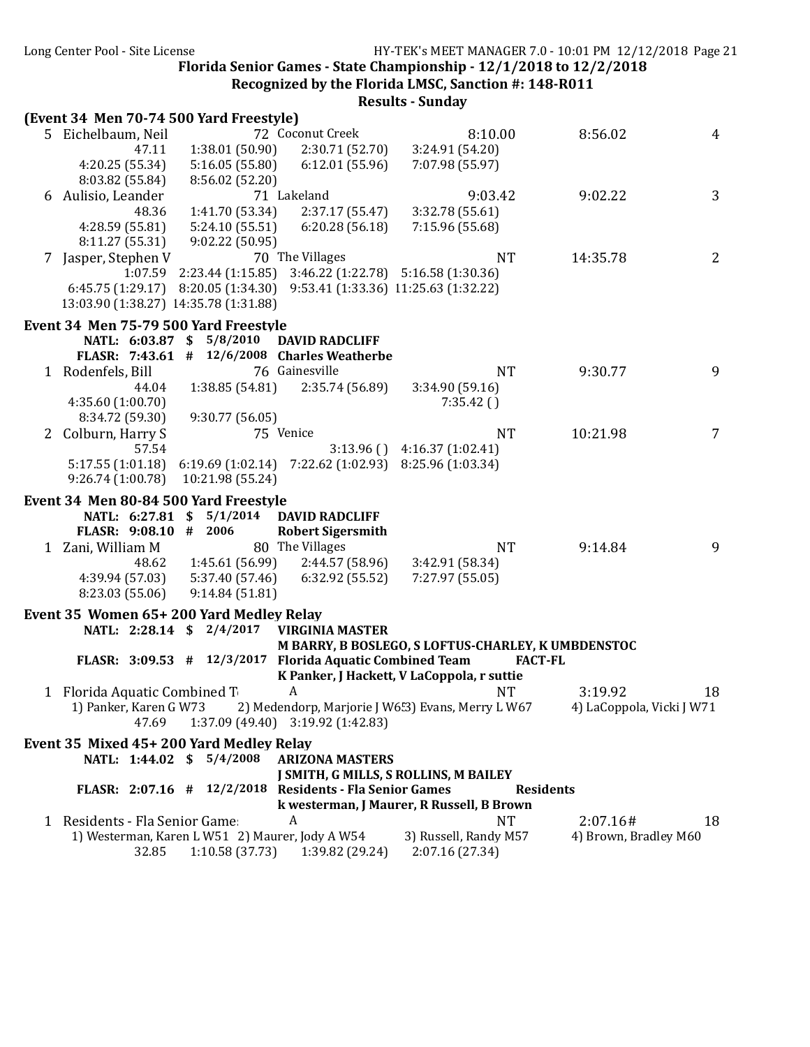**Florida Senior Games - State Championship - 12/1/2018 to 12/2/2018**
**Recognized by the Florida LMSC, Sanction #: 148-R011**
**Results - Sunday**

**(Event 34 Men 70-74 500 Yard Freestyle)**

```
 5 Eichelbaum, Neil              72 Coconut Creek            8:10.00       8:56.02        4
          47.11    1:38.01 (50.90)    2:30.71 (52.70)    3:24.91 (54.20)
   4:20.25 (55.34)    5:16.05 (55.80)    6:12.01 (55.96)    7:07.98 (55.97)
   8:03.82 (55.84)    8:56.02 (52.20)
 6 Aulisio, Leander              71 Lakeland                 9:03.42       9:02.22        3
          48.36    1:41.70 (53.34)    2:37.17 (55.47)    3:32.78 (55.61)
   4:28.59 (55.81)    5:24.10 (55.51)    6:20.28 (56.18)    7:15.96 (55.68)
   8:11.27 (55.31)    9:02.22 (50.95)
 7 Jasper, Stephen V             70 The Villages                  NT      14:35.78        2
        1:07.59    2:23.44 (1:15.85)    3:46.22 (1:22.78)    5:16.58 (1:30.36)
   6:45.75 (1:29.17)    8:20.05 (1:34.30)    9:53.41 (1:33.36)    11:25.63 (1:32.22)
   13:03.90 (1:38.27)    14:35.78 (1:31.88)
```

**Event 34 Men 75-79 500 Yard Freestyle**

```
        NATL:  6:03.87  $  5/8/2010   DAVID RADCLIFF
       FLASR:  7:43.61  #  12/6/2008  Charles Weatherbe
 1 Rodenfels, Bill               76 Gainesville                   NT       9:30.77        9
          44.04    1:38.85 (54.81)    2:35.74 (56.89)    3:34.90 (59.16)
   4:35.60 (1:00.70)                                      7:35.42 ()
   8:34.72 (59.30)    9:30.77 (56.05)
 2 Colburn, Harry S              75 Venice                        NT      10:21.98        7
          57.54                         3:13.96 ()    4:16.37 (1:02.41)
   5:17.55 (1:01.18)    6:19.69 (1:02.14)    7:22.62 (1:02.93)    8:25.96 (1:03.34)
   9:26.74 (1:00.78)    10:21.98 (55.24)
```

**Event 34 Men 80-84 500 Yard Freestyle**

```
        NATL:  6:27.81  $  5/1/2014   DAVID RADCLIFF
       FLASR:  9:08.10  #  2006       Robert Sigersmith
 1 Zani, William M               80 The Villages                  NT       9:14.84        9
          48.62    1:45.61 (56.99)    2:44.57 (58.96)    3:42.91 (58.34)
   4:39.94 (57.03)    5:37.40 (57.46)    6:32.92 (55.52)    7:27.97 (55.05)
   8:23.03 (55.06)    9:14.84 (51.81)
```

**Event 35 Women 65+ 200 Yard Medley Relay**

```
        NATL:  2:28.14  $  2/4/2017   VIRGINIA MASTER
                                      M BARRY, B BOSLEGO, S LOFTUS-CHARLEY, K UMBDENSTOC
       FLASR:  3:09.53  #  12/3/2017  Florida Aquatic Combined Team        FACT-FL
                                      K Panker, J Hackett, V LaCoppola, r suttie
 1 Florida Aquatic Combined T    A                                NT       3:19.92       18
   1) Panker, Karen G W73    2) Medendorp, Marjorie J W63    3) Evans, Merry L W67    4) LaCoppola, Vicki J W71
          47.69    1:37.09 (49.40)    3:19.92 (1:42.83)
```

**Event 35 Mixed 45+ 200 Yard Medley Relay**

```
        NATL:  1:44.02  $  5/4/2008   ARIZONA MASTERS
                                      J SMITH, G MILLS, S ROLLINS, M BAILEY
       FLASR:  2:07.16  #  12/2/2018  Residents - Fla Senior Games        Residents
                                      k westerman, J Maurer, R Russell, B Brown
 1 Residents - Fla Senior Game   A                                NT       2:07.16#      18
   1) Westerman, Karen L W51    2) Maurer, Jody A W54    3) Russell, Randy M57    4) Brown, Bradley M60
          32.85    1:10.58 (37.73)    1:39.82 (29.24)    2:07.16 (27.34)
```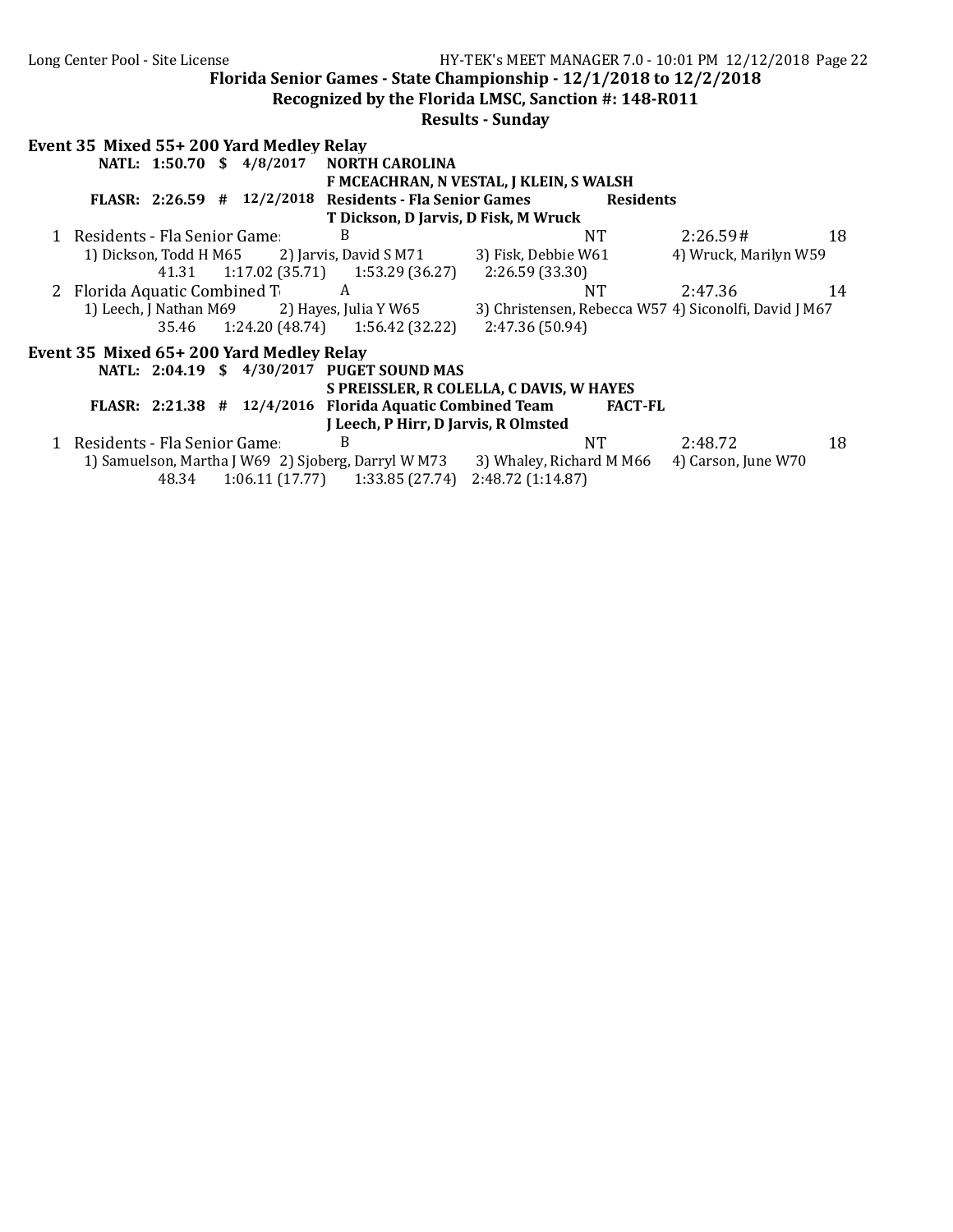Florida Senior Games - State Championship - 12/1/2018 to 12/2/2018

Recognized by the Florida LMSC, Sanction #: 148-R011

Results - Sunday

### Event 35 Mixed 55+ 200 Yard Medley Relay

**NATL: 1:50.70 $ 4/8/2017 NORTH CAROLINA**
**F MCEACHRAN, N VESTAL, J KLEIN, S WALSH**

**FLASR: 2:26.59 # 12/2/2018 Residents - Fla Senior Games Residents**
**T Dickson, D Jarvis, D Fisk, M Wruck**

1 Residents - Fla Senior Games B NT 2:26.59# 18
1) Dickson, Todd H M65 2) Jarvis, David S M71 3) Fisk, Debbie W61 4) Wruck, Marilyn W59
41.31 1:17.02 (35.71) 1:53.29 (36.27) 2:26.59 (33.30)

2 Florida Aquatic Combined T A NT 2:47.36 14
1) Leech, J Nathan M69 2) Hayes, Julia Y W65 3) Christensen, Rebecca W57 4) Siconolfi, David J M67
35.46 1:24.20 (48.74) 1:56.42 (32.22) 2:47.36 (50.94)

### Event 35 Mixed 65+ 200 Yard Medley Relay

**NATL: 2:04.19 $ 4/30/2017 PUGET SOUND MAS**
**S PREISSLER, R COLELLA, C DAVIS, W HAYES**

**FLASR: 2:21.38 # 12/4/2016 Florida Aquatic Combined Team FACT-FL**
**J Leech, P Hirr, D Jarvis, R Olmsted**

1 Residents - Fla Senior Games B NT 2:48.72 18
1) Samuelson, Martha J W69 2) Sjoberg, Darryl W M73 3) Whaley, Richard M M66 4) Carson, June W70
48.34 1:06.11 (17.77) 1:33.85 (27.74) 2:48.72 (1:14.87)